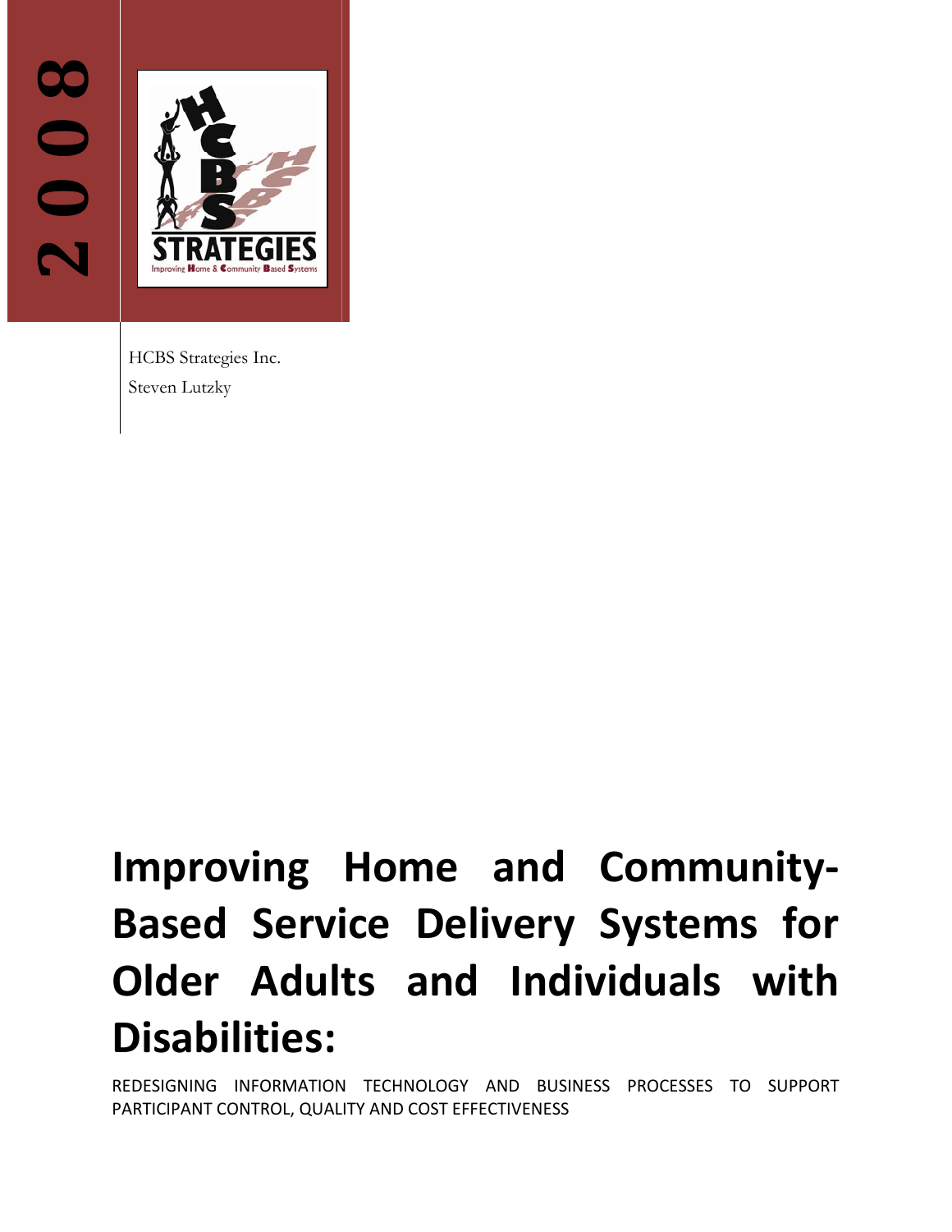2008

HCBS Strategies Inc.

Steven Lutzky

# Improving Home and Community-Based Service Delivery Systems for Older Adults and Individuals with Disabilities:

REDESIGNING INFORMATION TECHNOLOGY AND BUSINESS PROCESSES TO SUPPORT PARTICIPANT CONTROL, QUALITY AND COST EFFECTIVENESS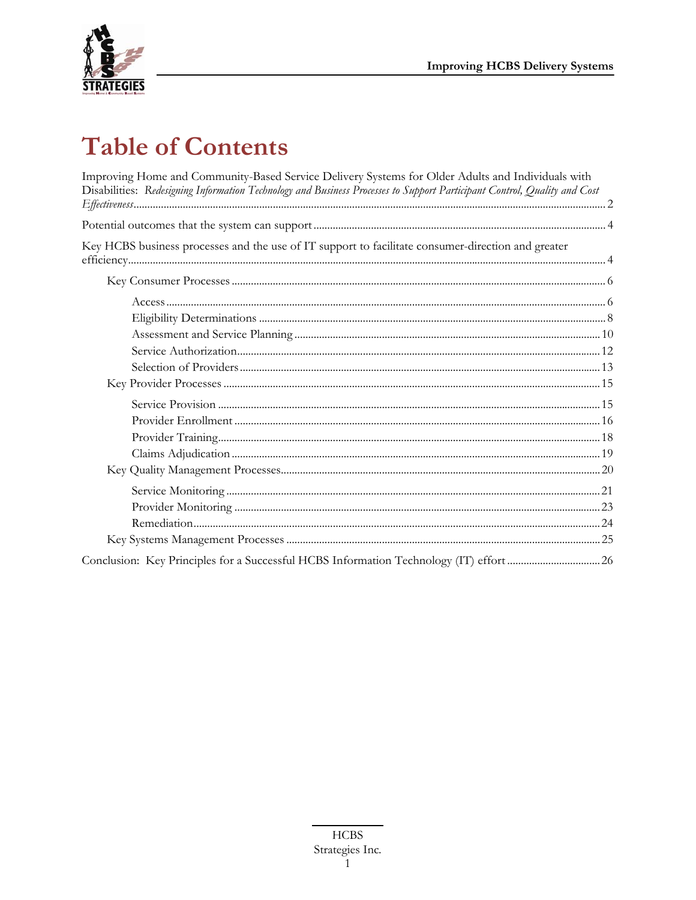# Table of Contents

Improving Home and Community-Based Service Delivery Systems for Older Adults and Individuals with Disabilities: *Redesigning Information Technology and Business Processes to Support Participant Control, Quality and Cost Effectiveness* .......... 2

Potential outcomes that the system can support .......... 4

Key HCBS business processes and the use of IT support to facilitate consumer-direction and greater efficiency .......... 4

- Key Consumer Processes .......... 6
  - Access .......... 6
  - Eligibility Determinations .......... 8
  - Assessment and Service Planning .......... 10
  - Service Authorization .......... 12
  - Selection of Providers .......... 13
- Key Provider Processes .......... 15
  - Service Provision .......... 15
  - Provider Enrollment .......... 16
  - Provider Training .......... 18
  - Claims Adjudication .......... 19
- Key Quality Management Processes .......... 20
  - Service Monitoring .......... 21
  - Provider Monitoring .......... 23
  - Remediation .......... 24
- Key Systems Management Processes .......... 25

Conclusion: Key Principles for a Successful HCBS Information Technology (IT) effort .......... 26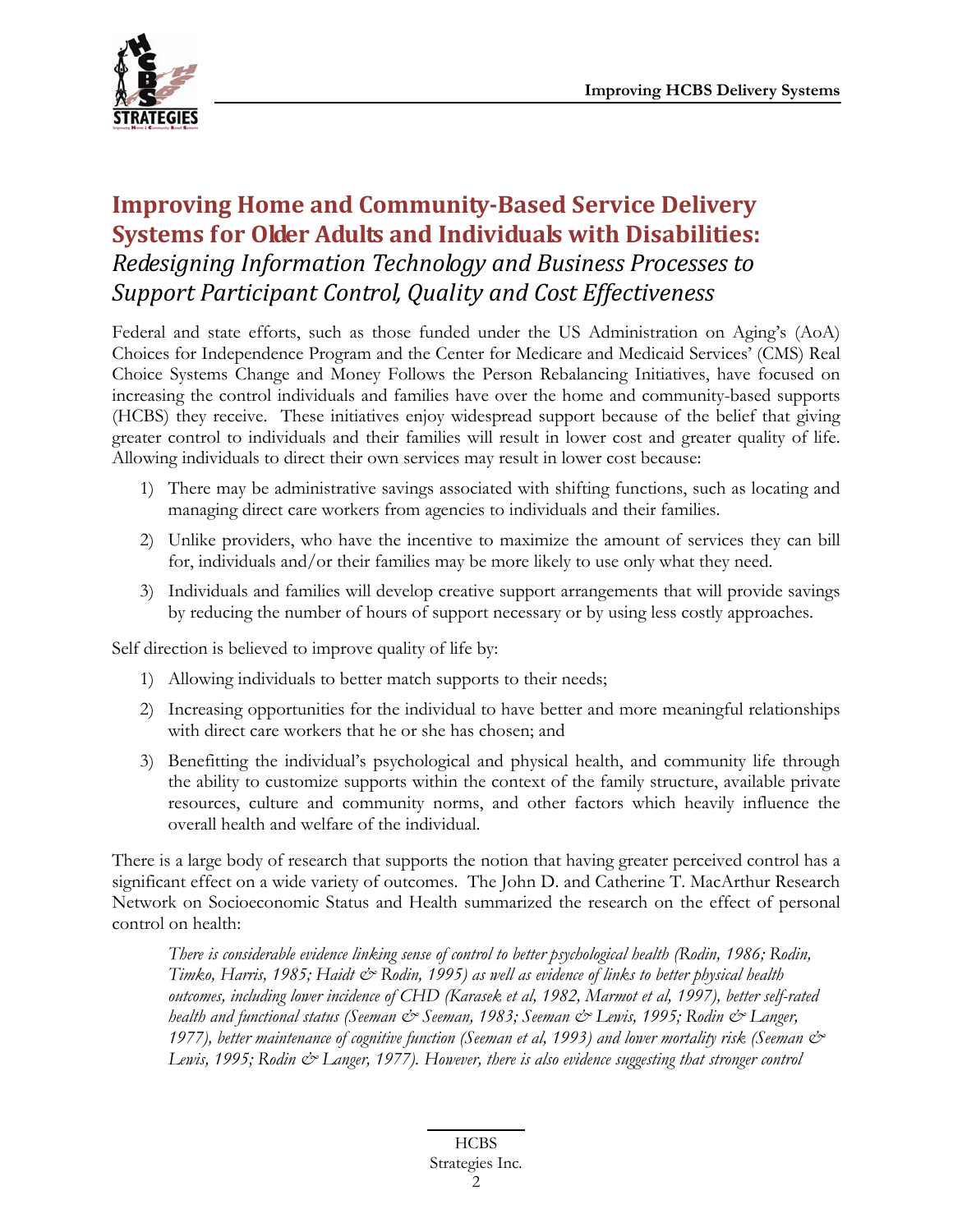# Improving Home and Community-Based Service Delivery Systems for Older Adults and Individuals with Disabilities:

*Redesigning Information Technology and Business Processes to Support Participant Control, Quality and Cost Effectiveness*

Federal and state efforts, such as those funded under the US Administration on Aging's (AoA) Choices for Independence Program and the Center for Medicare and Medicaid Services' (CMS) Real Choice Systems Change and Money Follows the Person Rebalancing Initiatives, have focused on increasing the control individuals and families have over the home and community-based supports (HCBS) they receive. These initiatives enjoy widespread support because of the belief that giving greater control to individuals and their families will result in lower cost and greater quality of life. Allowing individuals to direct their own services may result in lower cost because:

1) There may be administrative savings associated with shifting functions, such as locating and managing direct care workers from agencies to individuals and their families.
2) Unlike providers, who have the incentive to maximize the amount of services they can bill for, individuals and/or their families may be more likely to use only what they need.
3) Individuals and families will develop creative support arrangements that will provide savings by reducing the number of hours of support necessary or by using less costly approaches.

Self direction is believed to improve quality of life by:

1) Allowing individuals to better match supports to their needs;
2) Increasing opportunities for the individual to have better and more meaningful relationships with direct care workers that he or she has chosen; and
3) Benefitting the individual's psychological and physical health, and community life through the ability to customize supports within the context of the family structure, available private resources, culture and community norms, and other factors which heavily influence the overall health and welfare of the individual.

There is a large body of research that supports the notion that having greater perceived control has a significant effect on a wide variety of outcomes. The John D. and Catherine T. MacArthur Research Network on Socioeconomic Status and Health summarized the research on the effect of personal control on health:

> *There is considerable evidence linking sense of control to better psychological health (Rodin, 1986; Rodin, Timko, Harris, 1985; Haidt & Rodin, 1995) as well as evidence of links to better physical health outcomes, including lower incidence of CHD (Karasek et al, 1982, Marmot et al, 1997), better self-rated health and functional status (Seeman & Seeman, 1983; Seeman & Lewis, 1995; Rodin & Langer, 1977), better maintenance of cognitive function (Seeman et al, 1993) and lower mortality risk (Seeman & Lewis, 1995; Rodin & Langer, 1977). However, there is also evidence suggesting that stronger control*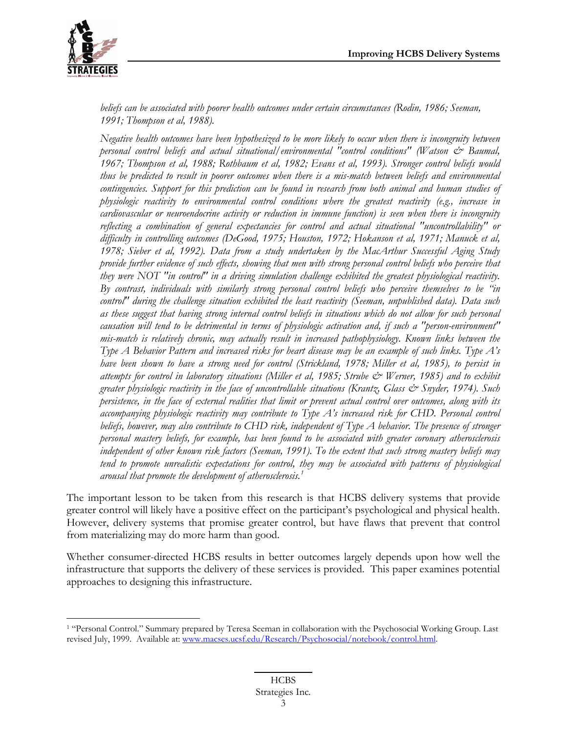*beliefs can be associated with poorer health outcomes under certain circumstances (Rodin, 1986; Seeman, 1991; Thompson et al, 1988).*

*Negative health outcomes have been hypothesized to be more likely to occur when there is incongruity between personal control beliefs and actual situational/environmental "control conditions" (Watson & Baumal, 1967; Thompson et al, 1988; Rothbaum et al, 1982; Evans et al, 1993). Stronger control beliefs would thus be predicted to result in poorer outcomes when there is a mis-match between beliefs and environmental contingencies. Support for this prediction can be found in research from both animal and human studies of physiologic reactivity to environmental control conditions where the greatest reactivity (e.g., increase in cardiovascular or neuroendocrine activity or reduction in immune function) is seen when there is incongruity reflecting a combination of general expectancies for control and actual situational "uncontrollability" or difficulty in controlling outcomes (DeGood, 1975; Houston, 1972; Hokanson et al, 1971; Manuck et al, 1978; Sieber et al, 1992). Data from a study undertaken by the MacArthur Successful Aging Study provide further evidence of such effects, showing that men with strong personal control beliefs who perceive that they were NOT "in control" in a driving simulation challenge exhibited the greatest physiological reactivity. By contrast, individuals with similarly strong personal control beliefs who perceive themselves to be "in control" during the challenge situation exhibited the least reactivity (Seeman, unpublished data). Data such as these suggest that having strong internal control beliefs in situations which do not allow for such personal causation will tend to be detrimental in terms of physiologic activation and, if such a "person-environment" mis-match is relatively chronic, may actually result in increased pathophysiology. Known links between the Type A Behavior Pattern and increased risks for heart disease may be an example of such links. Type A's have been shown to have a strong need for control (Strickland, 1978; Miller et al, 1985), to persist in attempts for control in laboratory situations (Miller et al, 1985; Strube & Werner, 1985) and to exhibit greater physiologic reactivity in the face of uncontrollable situations (Krantz, Glass & Snyder, 1974). Such persistence, in the face of external realities that limit or prevent actual control over outcomes, along with its accompanying physiologic reactivity may contribute to Type A's increased risk for CHD. Personal control beliefs, however, may also contribute to CHD risk, independent of Type A behavior. The presence of stronger personal mastery beliefs, for example, has been found to be associated with greater coronary atherosclerosis independent of other known risk factors (Seeman, 1991). To the extent that such strong mastery beliefs may tend to promote unrealistic expectations for control, they may be associated with patterns of physiological arousal that promote the development of atherosclerosis.*[1]

The important lesson to be taken from this research is that HCBS delivery systems that provide greater control will likely have a positive effect on the participant's psychological and physical health. However, delivery systems that promise greater control, but have flaws that prevent that control from materializing may do more harm than good.

Whether consumer-directed HCBS results in better outcomes largely depends upon how well the infrastructure that supports the delivery of these services is provided. This paper examines potential approaches to designing this infrastructure.

---

[1] "Personal Control." Summary prepared by Teresa Seeman in collaboration with the Psychosocial Working Group. Last revised July, 1999. Available at: www.macses.ucsf.edu/Research/Psychosocial/notebook/control.html.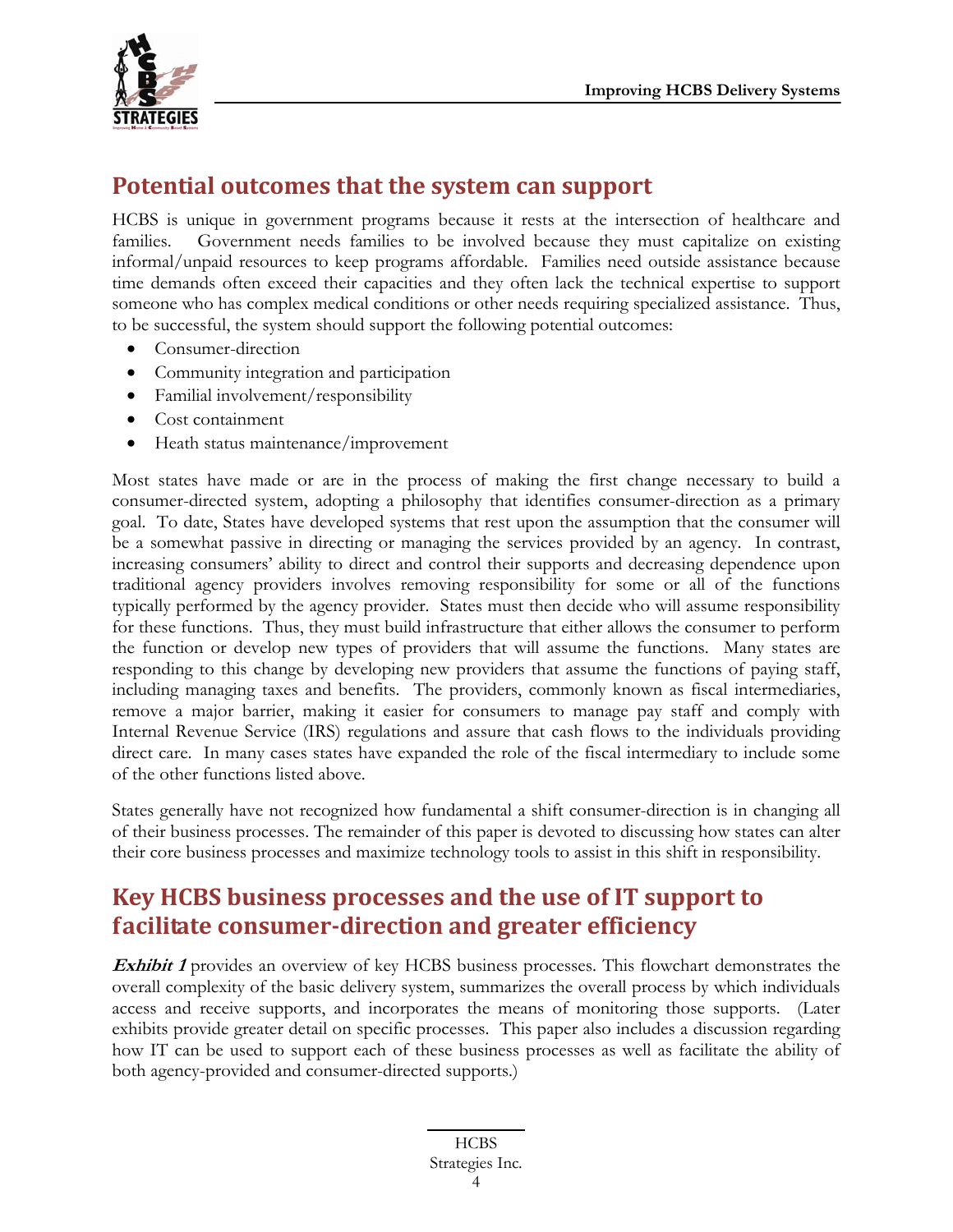## Potential outcomes that the system can support

HCBS is unique in government programs because it rests at the intersection of healthcare and families. Government needs families to be involved because they must capitalize on existing informal/unpaid resources to keep programs affordable. Families need outside assistance because time demands often exceed their capacities and they often lack the technical expertise to support someone who has complex medical conditions or other needs requiring specialized assistance. Thus, to be successful, the system should support the following potential outcomes:

- Consumer-direction
- Community integration and participation
- Familial involvement/responsibility
- Cost containment
- Heath status maintenance/improvement

Most states have made or are in the process of making the first change necessary to build a consumer-directed system, adopting a philosophy that identifies consumer-direction as a primary goal. To date, States have developed systems that rest upon the assumption that the consumer will be a somewhat passive in directing or managing the services provided by an agency. In contrast, increasing consumers' ability to direct and control their supports and decreasing dependence upon traditional agency providers involves removing responsibility for some or all of the functions typically performed by the agency provider. States must then decide who will assume responsibility for these functions. Thus, they must build infrastructure that either allows the consumer to perform the function or develop new types of providers that will assume the functions. Many states are responding to this change by developing new providers that assume the functions of paying staff, including managing taxes and benefits. The providers, commonly known as fiscal intermediaries, remove a major barrier, making it easier for consumers to manage pay staff and comply with Internal Revenue Service (IRS) regulations and assure that cash flows to the individuals providing direct care. In many cases states have expanded the role of the fiscal intermediary to include some of the other functions listed above.

States generally have not recognized how fundamental a shift consumer-direction is in changing all of their business processes. The remainder of this paper is devoted to discussing how states can alter their core business processes and maximize technology tools to assist in this shift in responsibility.

## Key HCBS business processes and the use of IT support to facilitate consumer-direction and greater efficiency

***Exhibit 1*** provides an overview of key HCBS business processes. This flowchart demonstrates the overall complexity of the basic delivery system, summarizes the overall process by which individuals access and receive supports, and incorporates the means of monitoring those supports. (Later exhibits provide greater detail on specific processes. This paper also includes a discussion regarding how IT can be used to support each of these business processes as well as facilitate the ability of both agency-provided and consumer-directed supports.)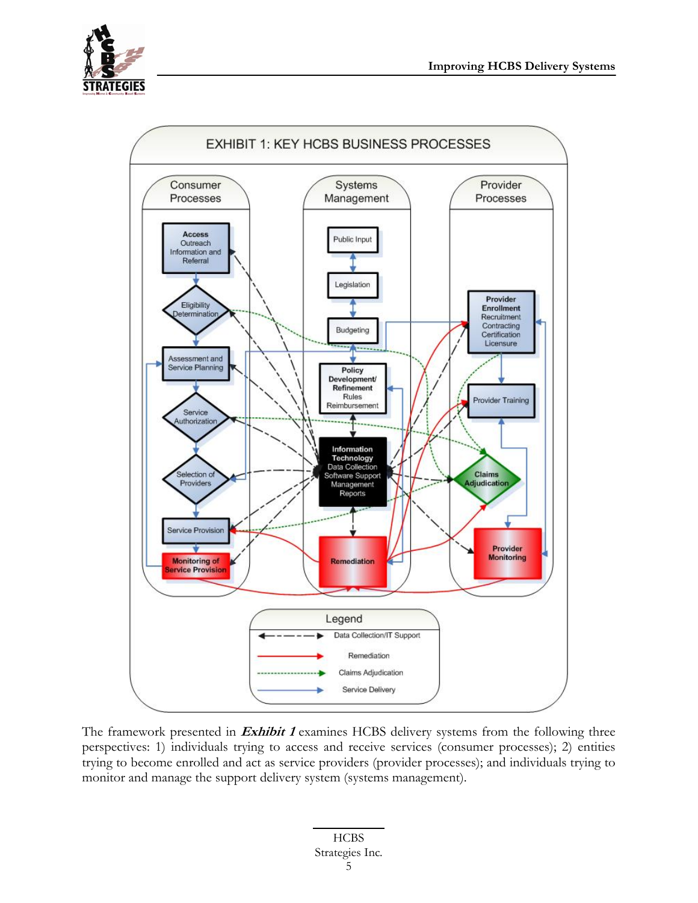EXHIBIT 1: KEY HCBS BUSINESS PROCESSES

**Consumer Processes**
- **Access** Outreach Information and Referral
- Eligibility Determination
- Assessment and Service Planning
- Service Authorization
- Selection of Providers
- Service Provision
- Monitoring of Service Provision

**Systems Management**
- Public Input
- Legislation
- Budgeting
- **Policy Development/ Refinement** Rules Reimbursement
- **Information Technology** Data Collection Software Support Management Reports
- Remediation

**Provider Processes**
- **Provider Enrollment** Recruitment Contracting Certification Licensure
- Provider Training
- Claims Adjudication
- Provider Monitoring

**Legend**
- Data Collection/IT Support
- Remediation
- Claims Adjudication
- Service Delivery

The framework presented in ***Exhibit 1*** examines HCBS delivery systems from the following three perspectives: 1) individuals trying to access and receive services (consumer processes); 2) entities trying to become enrolled and act as service providers (provider processes); and individuals trying to monitor and manage the support delivery system (systems management).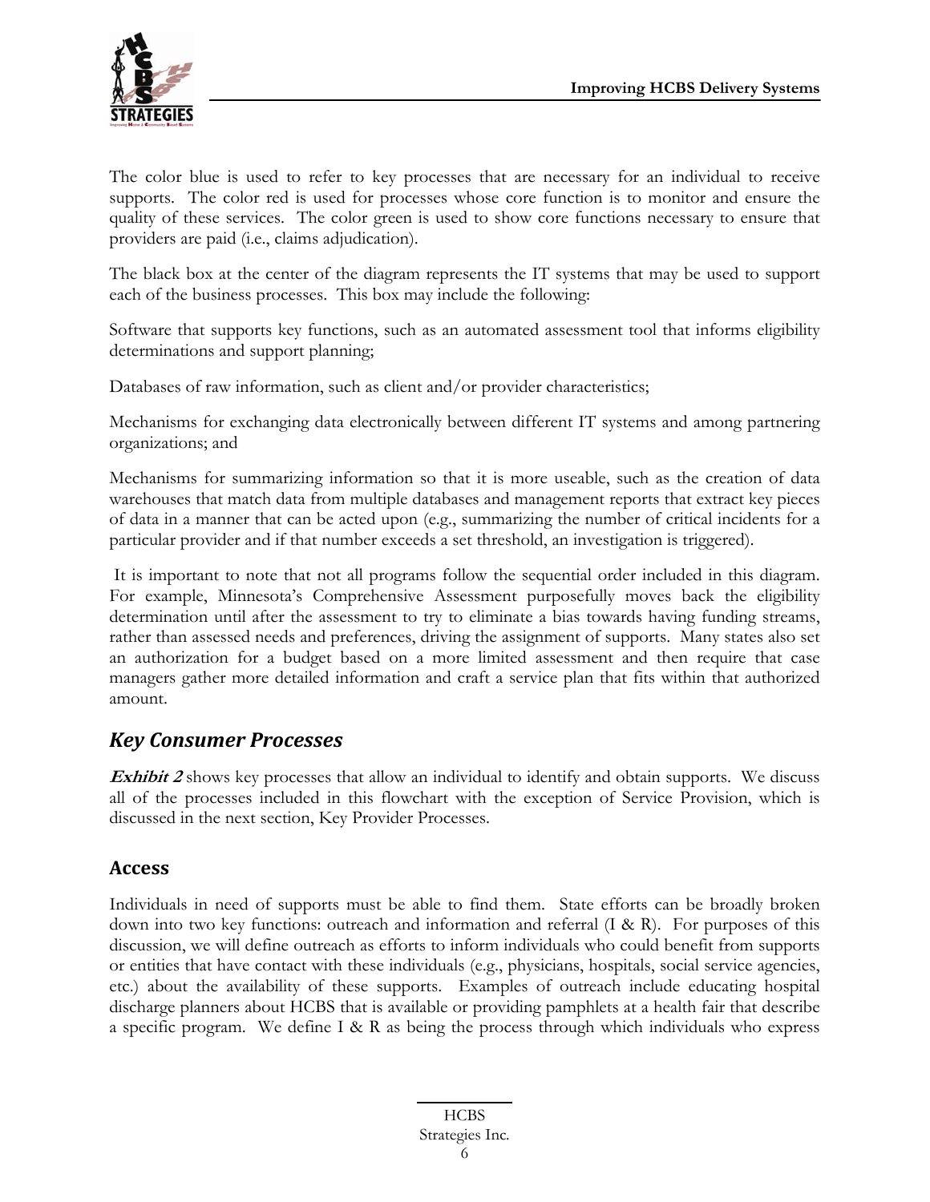The color blue is used to refer to key processes that are necessary for an individual to receive supports. The color red is used for processes whose core function is to monitor and ensure the quality of these services. The color green is used to show core functions necessary to ensure that providers are paid (i.e., claims adjudication).

The black box at the center of the diagram represents the IT systems that may be used to support each of the business processes. This box may include the following:

Software that supports key functions, such as an automated assessment tool that informs eligibility determinations and support planning;

Databases of raw information, such as client and/or provider characteristics;

Mechanisms for exchanging data electronically between different IT systems and among partnering organizations; and

Mechanisms for summarizing information so that it is more useable, such as the creation of data warehouses that match data from multiple databases and management reports that extract key pieces of data in a manner that can be acted upon (e.g., summarizing the number of critical incidents for a particular provider and if that number exceeds a set threshold, an investigation is triggered).

It is important to note that not all programs follow the sequential order included in this diagram. For example, Minnesota's Comprehensive Assessment purposefully moves back the eligibility determination until after the assessment to try to eliminate a bias towards having funding streams, rather than assessed needs and preferences, driving the assignment of supports. Many states also set an authorization for a budget based on a more limited assessment and then require that case managers gather more detailed information and craft a service plan that fits within that authorized amount.

## *Key Consumer Processes*

***Exhibit 2*** shows key processes that allow an individual to identify and obtain supports. We discuss all of the processes included in this flowchart with the exception of Service Provision, which is discussed in the next section, Key Provider Processes.

### Access

Individuals in need of supports must be able to find them. State efforts can be broadly broken down into two key functions: outreach and information and referral (I & R). For purposes of this discussion, we will define outreach as efforts to inform individuals who could benefit from supports or entities that have contact with these individuals (e.g., physicians, hospitals, social service agencies, etc.) about the availability of these supports. Examples of outreach include educating hospital discharge planners about HCBS that is available or providing pamphlets at a health fair that describe a specific program. We define I & R as being the process through which individuals who express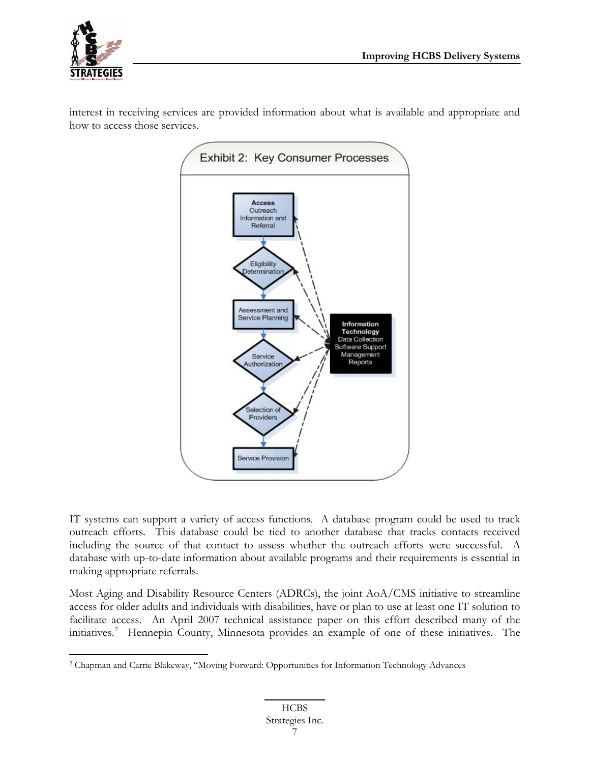interest in receiving services are provided information about what is available and appropriate and how to access those services.

Exhibit 2: Key Consumer Processes

IT systems can support a variety of access functions. A database program could be used to track outreach efforts. This database could be tied to another database that tracks contacts received including the source of that contact to assess whether the outreach efforts were successful. A database with up-to-date information about available programs and their requirements is essential in making appropriate referrals.

Most Aging and Disability Resource Centers (ADRCs), the joint AoA/CMS initiative to streamline access for older adults and individuals with disabilities, have or plan to use at least one IT solution to facilitate access. An April 2007 technical assistance paper on this effort described many of the initiatives.[2] Hennepin County, Minnesota provides an example of one of these initiatives. The

---

[2] Chapman and Carrie Blakeway, "Moving Forward: Opportunities for Information Technology Advances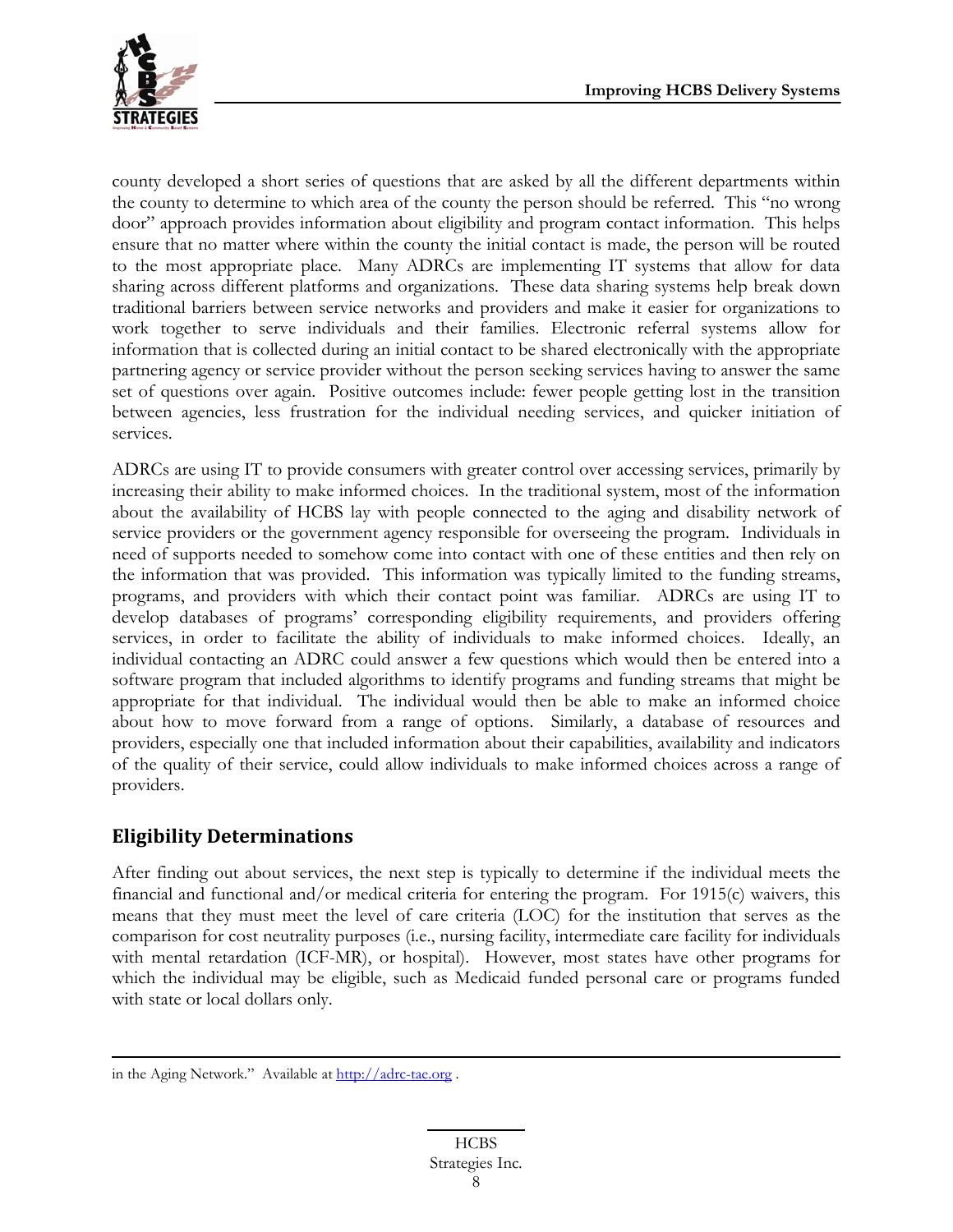county developed a short series of questions that are asked by all the different departments within the county to determine to which area of the county the person should be referred. This "no wrong door" approach provides information about eligibility and program contact information. This helps ensure that no matter where within the county the initial contact is made, the person will be routed to the most appropriate place. Many ADRCs are implementing IT systems that allow for data sharing across different platforms and organizations. These data sharing systems help break down traditional barriers between service networks and providers and make it easier for organizations to work together to serve individuals and their families. Electronic referral systems allow for information that is collected during an initial contact to be shared electronically with the appropriate partnering agency or service provider without the person seeking services having to answer the same set of questions over again. Positive outcomes include: fewer people getting lost in the transition between agencies, less frustration for the individual needing services, and quicker initiation of services.

ADRCs are using IT to provide consumers with greater control over accessing services, primarily by increasing their ability to make informed choices. In the traditional system, most of the information about the availability of HCBS lay with people connected to the aging and disability network of service providers or the government agency responsible for overseeing the program. Individuals in need of supports needed to somehow come into contact with one of these entities and then rely on the information that was provided. This information was typically limited to the funding streams, programs, and providers with which their contact point was familiar. ADRCs are using IT to develop databases of programs' corresponding eligibility requirements, and providers offering services, in order to facilitate the ability of individuals to make informed choices. Ideally, an individual contacting an ADRC could answer a few questions which would then be entered into a software program that included algorithms to identify programs and funding streams that might be appropriate for that individual. The individual would then be able to make an informed choice about how to move forward from a range of options. Similarly, a database of resources and providers, especially one that included information about their capabilities, availability and indicators of the quality of their service, could allow individuals to make informed choices across a range of providers.

## Eligibility Determinations

After finding out about services, the next step is typically to determine if the individual meets the financial and functional and/or medical criteria for entering the program. For 1915(c) waivers, this means that they must meet the level of care criteria (LOC) for the institution that serves as the comparison for cost neutrality purposes (i.e., nursing facility, intermediate care facility for individuals with mental retardation (ICF-MR), or hospital). However, most states have other programs for which the individual may be eligible, such as Medicaid funded personal care or programs funded with state or local dollars only.

in the Aging Network." Available at http://adrc-tae.org .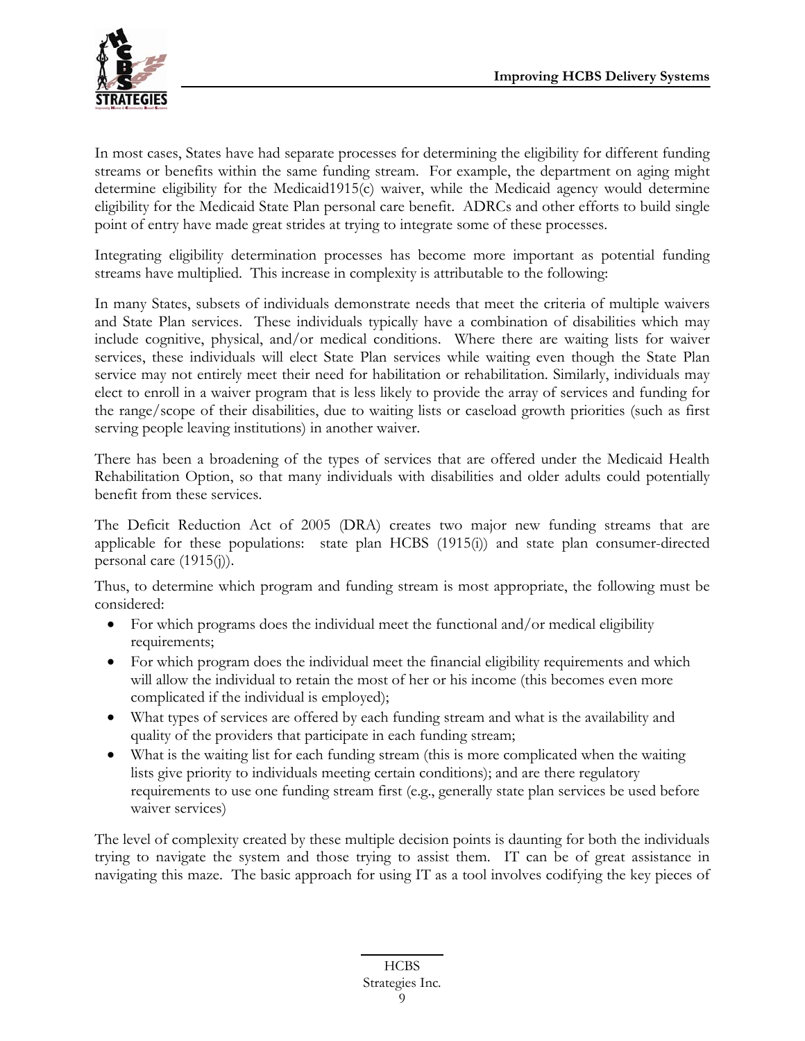In most cases, States have had separate processes for determining the eligibility for different funding streams or benefits within the same funding stream. For example, the department on aging might determine eligibility for the Medicaid1915(c) waiver, while the Medicaid agency would determine eligibility for the Medicaid State Plan personal care benefit. ADRCs and other efforts to build single point of entry have made great strides at trying to integrate some of these processes.

Integrating eligibility determination processes has become more important as potential funding streams have multiplied. This increase in complexity is attributable to the following:

In many States, subsets of individuals demonstrate needs that meet the criteria of multiple waivers and State Plan services. These individuals typically have a combination of disabilities which may include cognitive, physical, and/or medical conditions. Where there are waiting lists for waiver services, these individuals will elect State Plan services while waiting even though the State Plan service may not entirely meet their need for habilitation or rehabilitation. Similarly, individuals may elect to enroll in a waiver program that is less likely to provide the array of services and funding for the range/scope of their disabilities, due to waiting lists or caseload growth priorities (such as first serving people leaving institutions) in another waiver.

There has been a broadening of the types of services that are offered under the Medicaid Health Rehabilitation Option, so that many individuals with disabilities and older adults could potentially benefit from these services.

The Deficit Reduction Act of 2005 (DRA) creates two major new funding streams that are applicable for these populations: state plan HCBS (1915(i)) and state plan consumer-directed personal care (1915(j)).

Thus, to determine which program and funding stream is most appropriate, the following must be considered:

- For which programs does the individual meet the functional and/or medical eligibility requirements;
- For which program does the individual meet the financial eligibility requirements and which will allow the individual to retain the most of her or his income (this becomes even more complicated if the individual is employed);
- What types of services are offered by each funding stream and what is the availability and quality of the providers that participate in each funding stream;
- What is the waiting list for each funding stream (this is more complicated when the waiting lists give priority to individuals meeting certain conditions); and are there regulatory requirements to use one funding stream first (e.g., generally state plan services be used before waiver services)

The level of complexity created by these multiple decision points is daunting for both the individuals trying to navigate the system and those trying to assist them. IT can be of great assistance in navigating this maze. The basic approach for using IT as a tool involves codifying the key pieces of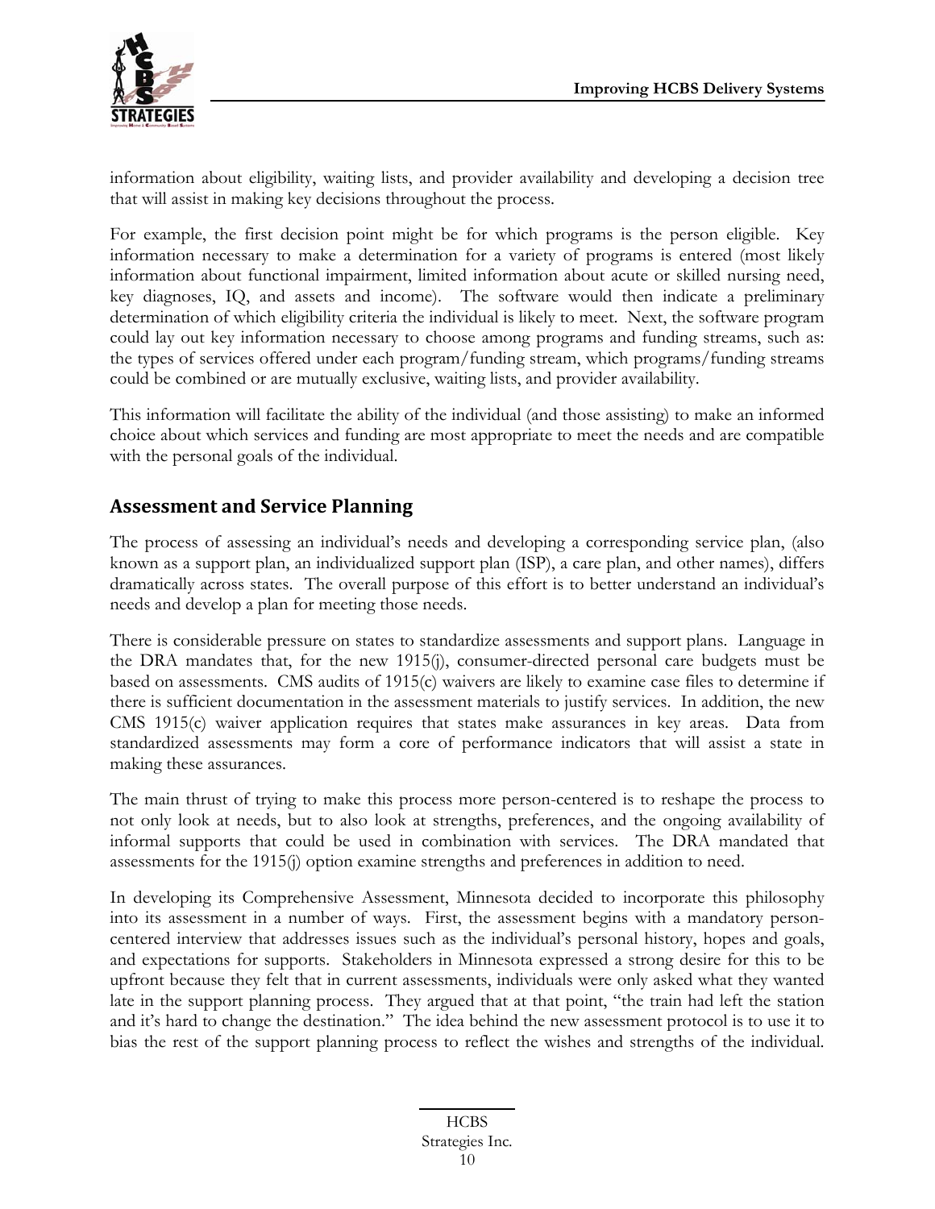information about eligibility, waiting lists, and provider availability and developing a decision tree that will assist in making key decisions throughout the process.

For example, the first decision point might be for which programs is the person eligible. Key information necessary to make a determination for a variety of programs is entered (most likely information about functional impairment, limited information about acute or skilled nursing need, key diagnoses, IQ, and assets and income). The software would then indicate a preliminary determination of which eligibility criteria the individual is likely to meet. Next, the software program could lay out key information necessary to choose among programs and funding streams, such as: the types of services offered under each program/funding stream, which programs/funding streams could be combined or are mutually exclusive, waiting lists, and provider availability.

This information will facilitate the ability of the individual (and those assisting) to make an informed choice about which services and funding are most appropriate to meet the needs and are compatible with the personal goals of the individual.

## Assessment and Service Planning

The process of assessing an individual's needs and developing a corresponding service plan, (also known as a support plan, an individualized support plan (ISP), a care plan, and other names), differs dramatically across states. The overall purpose of this effort is to better understand an individual's needs and develop a plan for meeting those needs.

There is considerable pressure on states to standardize assessments and support plans. Language in the DRA mandates that, for the new 1915(j), consumer-directed personal care budgets must be based on assessments. CMS audits of 1915(c) waivers are likely to examine case files to determine if there is sufficient documentation in the assessment materials to justify services. In addition, the new CMS 1915(c) waiver application requires that states make assurances in key areas. Data from standardized assessments may form a core of performance indicators that will assist a state in making these assurances.

The main thrust of trying to make this process more person-centered is to reshape the process to not only look at needs, but to also look at strengths, preferences, and the ongoing availability of informal supports that could be used in combination with services. The DRA mandated that assessments for the 1915(j) option examine strengths and preferences in addition to need.

In developing its Comprehensive Assessment, Minnesota decided to incorporate this philosophy into its assessment in a number of ways. First, the assessment begins with a mandatory person-centered interview that addresses issues such as the individual's personal history, hopes and goals, and expectations for supports. Stakeholders in Minnesota expressed a strong desire for this to be upfront because they felt that in current assessments, individuals were only asked what they wanted late in the support planning process. They argued that at that point, "the train had left the station and it's hard to change the destination." The idea behind the new assessment protocol is to use it to bias the rest of the support planning process to reflect the wishes and strengths of the individual.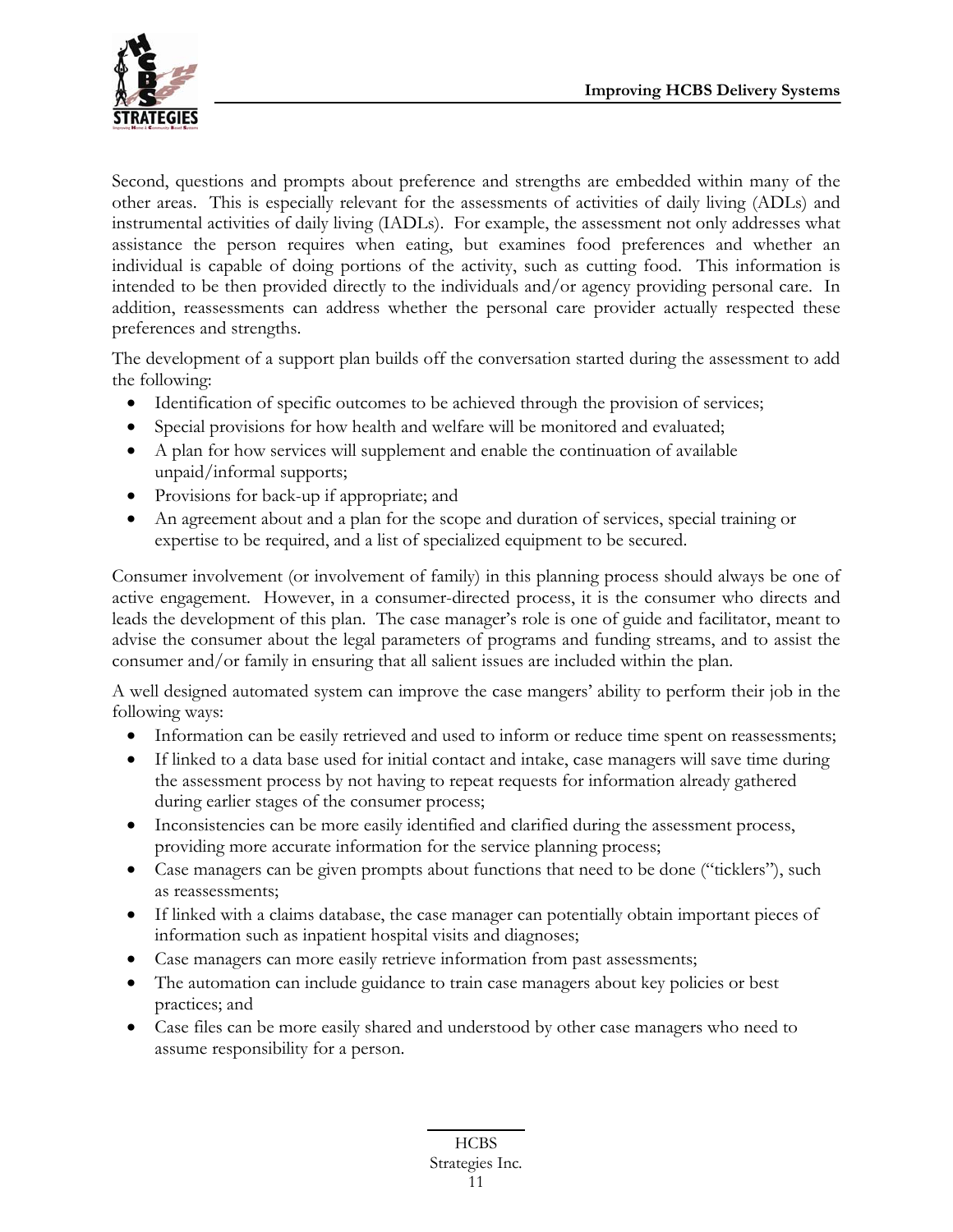Second, questions and prompts about preference and strengths are embedded within many of the other areas. This is especially relevant for the assessments of activities of daily living (ADLs) and instrumental activities of daily living (IADLs). For example, the assessment not only addresses what assistance the person requires when eating, but examines food preferences and whether an individual is capable of doing portions of the activity, such as cutting food. This information is intended to be then provided directly to the individuals and/or agency providing personal care. In addition, reassessments can address whether the personal care provider actually respected these preferences and strengths.

The development of a support plan builds off the conversation started during the assessment to add the following:

- Identification of specific outcomes to be achieved through the provision of services;
- Special provisions for how health and welfare will be monitored and evaluated;
- A plan for how services will supplement and enable the continuation of available unpaid/informal supports;
- Provisions for back-up if appropriate; and
- An agreement about and a plan for the scope and duration of services, special training or expertise to be required, and a list of specialized equipment to be secured.

Consumer involvement (or involvement of family) in this planning process should always be one of active engagement. However, in a consumer-directed process, it is the consumer who directs and leads the development of this plan. The case manager's role is one of guide and facilitator, meant to advise the consumer about the legal parameters of programs and funding streams, and to assist the consumer and/or family in ensuring that all salient issues are included within the plan.

A well designed automated system can improve the case mangers' ability to perform their job in the following ways:

- Information can be easily retrieved and used to inform or reduce time spent on reassessments;
- If linked to a data base used for initial contact and intake, case managers will save time during the assessment process by not having to repeat requests for information already gathered during earlier stages of the consumer process;
- Inconsistencies can be more easily identified and clarified during the assessment process, providing more accurate information for the service planning process;
- Case managers can be given prompts about functions that need to be done ("ticklers"), such as reassessments;
- If linked with a claims database, the case manager can potentially obtain important pieces of information such as inpatient hospital visits and diagnoses;
- Case managers can more easily retrieve information from past assessments;
- The automation can include guidance to train case managers about key policies or best practices; and
- Case files can be more easily shared and understood by other case managers who need to assume responsibility for a person.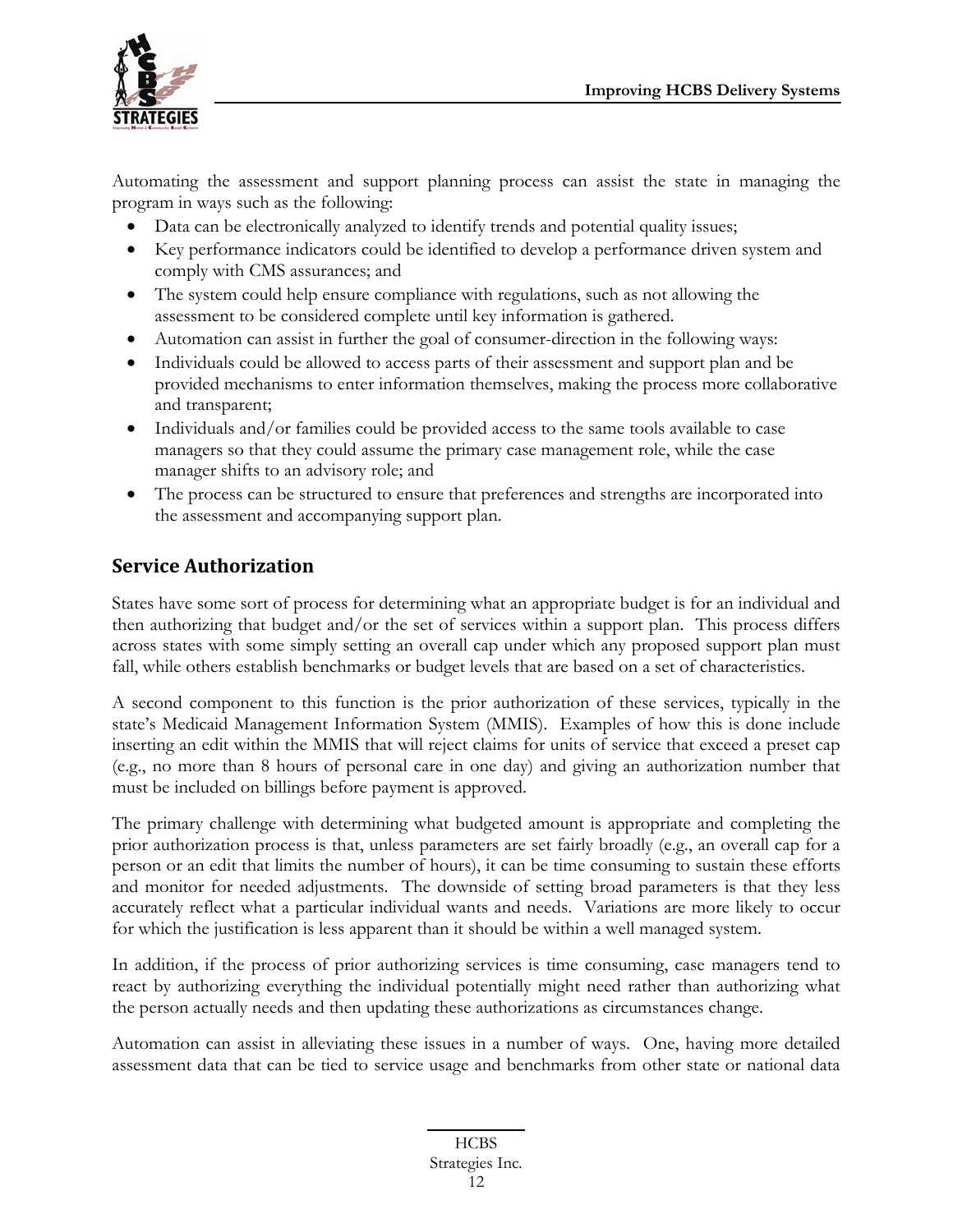Automating the assessment and support planning process can assist the state in managing the program in ways such as the following:

- Data can be electronically analyzed to identify trends and potential quality issues;
- Key performance indicators could be identified to develop a performance driven system and comply with CMS assurances; and
- The system could help ensure compliance with regulations, such as not allowing the assessment to be considered complete until key information is gathered.
- Automation can assist in further the goal of consumer-direction in the following ways:
- Individuals could be allowed to access parts of their assessment and support plan and be provided mechanisms to enter information themselves, making the process more collaborative and transparent;
- Individuals and/or families could be provided access to the same tools available to case managers so that they could assume the primary case management role, while the case manager shifts to an advisory role; and
- The process can be structured to ensure that preferences and strengths are incorporated into the assessment and accompanying support plan.

## Service Authorization

States have some sort of process for determining what an appropriate budget is for an individual and then authorizing that budget and/or the set of services within a support plan. This process differs across states with some simply setting an overall cap under which any proposed support plan must fall, while others establish benchmarks or budget levels that are based on a set of characteristics.

A second component to this function is the prior authorization of these services, typically in the state's Medicaid Management Information System (MMIS). Examples of how this is done include inserting an edit within the MMIS that will reject claims for units of service that exceed a preset cap (e.g., no more than 8 hours of personal care in one day) and giving an authorization number that must be included on billings before payment is approved.

The primary challenge with determining what budgeted amount is appropriate and completing the prior authorization process is that, unless parameters are set fairly broadly (e.g., an overall cap for a person or an edit that limits the number of hours), it can be time consuming to sustain these efforts and monitor for needed adjustments. The downside of setting broad parameters is that they less accurately reflect what a particular individual wants and needs. Variations are more likely to occur for which the justification is less apparent than it should be within a well managed system.

In addition, if the process of prior authorizing services is time consuming, case managers tend to react by authorizing everything the individual potentially might need rather than authorizing what the person actually needs and then updating these authorizations as circumstances change.

Automation can assist in alleviating these issues in a number of ways. One, having more detailed assessment data that can be tied to service usage and benchmarks from other state or national data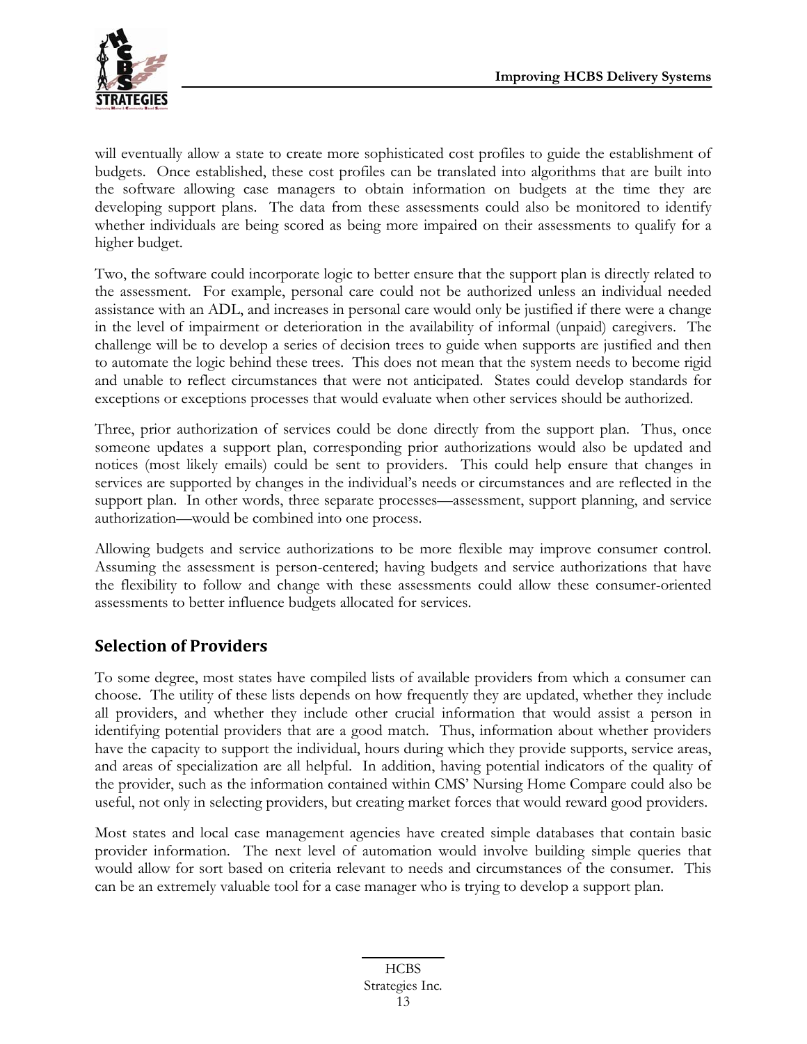will eventually allow a state to create more sophisticated cost profiles to guide the establishment of budgets. Once established, these cost profiles can be translated into algorithms that are built into the software allowing case managers to obtain information on budgets at the time they are developing support plans. The data from these assessments could also be monitored to identify whether individuals are being scored as being more impaired on their assessments to qualify for a higher budget.

Two, the software could incorporate logic to better ensure that the support plan is directly related to the assessment. For example, personal care could not be authorized unless an individual needed assistance with an ADL, and increases in personal care would only be justified if there were a change in the level of impairment or deterioration in the availability of informal (unpaid) caregivers. The challenge will be to develop a series of decision trees to guide when supports are justified and then to automate the logic behind these trees. This does not mean that the system needs to become rigid and unable to reflect circumstances that were not anticipated. States could develop standards for exceptions or exceptions processes that would evaluate when other services should be authorized.

Three, prior authorization of services could be done directly from the support plan. Thus, once someone updates a support plan, corresponding prior authorizations would also be updated and notices (most likely emails) could be sent to providers. This could help ensure that changes in services are supported by changes in the individual's needs or circumstances and are reflected in the support plan. In other words, three separate processes—assessment, support planning, and service authorization—would be combined into one process.

Allowing budgets and service authorizations to be more flexible may improve consumer control. Assuming the assessment is person-centered; having budgets and service authorizations that have the flexibility to follow and change with these assessments could allow these consumer-oriented assessments to better influence budgets allocated for services.

## Selection of Providers

To some degree, most states have compiled lists of available providers from which a consumer can choose. The utility of these lists depends on how frequently they are updated, whether they include all providers, and whether they include other crucial information that would assist a person in identifying potential providers that are a good match. Thus, information about whether providers have the capacity to support the individual, hours during which they provide supports, service areas, and areas of specialization are all helpful. In addition, having potential indicators of the quality of the provider, such as the information contained within CMS' Nursing Home Compare could also be useful, not only in selecting providers, but creating market forces that would reward good providers.

Most states and local case management agencies have created simple databases that contain basic provider information. The next level of automation would involve building simple queries that would allow for sort based on criteria relevant to needs and circumstances of the consumer. This can be an extremely valuable tool for a case manager who is trying to develop a support plan.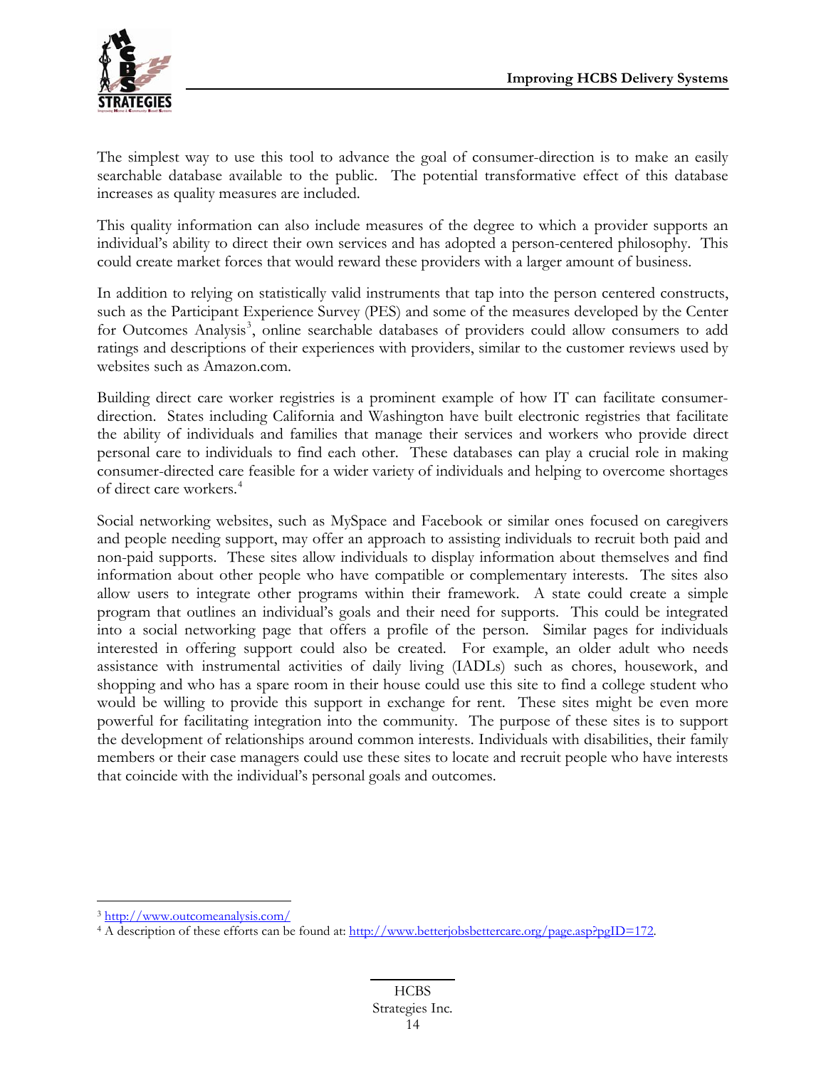The simplest way to use this tool to advance the goal of consumer-direction is to make an easily searchable database available to the public. The potential transformative effect of this database increases as quality measures are included.

This quality information can also include measures of the degree to which a provider supports an individual's ability to direct their own services and has adopted a person-centered philosophy. This could create market forces that would reward these providers with a larger amount of business.

In addition to relying on statistically valid instruments that tap into the person centered constructs, such as the Participant Experience Survey (PES) and some of the measures developed by the Center for Outcomes Analysis[3], online searchable databases of providers could allow consumers to add ratings and descriptions of their experiences with providers, similar to the customer reviews used by websites such as Amazon.com.

Building direct care worker registries is a prominent example of how IT can facilitate consumer-direction. States including California and Washington have built electronic registries that facilitate the ability of individuals and families that manage their services and workers who provide direct personal care to individuals to find each other. These databases can play a crucial role in making consumer-directed care feasible for a wider variety of individuals and helping to overcome shortages of direct care workers.[4]

Social networking websites, such as MySpace and Facebook or similar ones focused on caregivers and people needing support, may offer an approach to assisting individuals to recruit both paid and non-paid supports. These sites allow individuals to display information about themselves and find information about other people who have compatible or complementary interests. The sites also allow users to integrate other programs within their framework. A state could create a simple program that outlines an individual's goals and their need for supports. This could be integrated into a social networking page that offers a profile of the person. Similar pages for individuals interested in offering support could also be created. For example, an older adult who needs assistance with instrumental activities of daily living (IADLs) such as chores, housework, and shopping and who has a spare room in their house could use this site to find a college student who would be willing to provide this support in exchange for rent. These sites might be even more powerful for facilitating integration into the community. The purpose of these sites is to support the development of relationships around common interests. Individuals with disabilities, their family members or their case managers could use these sites to locate and recruit people who have interests that coincide with the individual's personal goals and outcomes.

---

[3] http://www.outcomeanalysis.com/

[4] A description of these efforts can be found at: http://www.betterjobsbettercare.org/page.asp?pgID=172.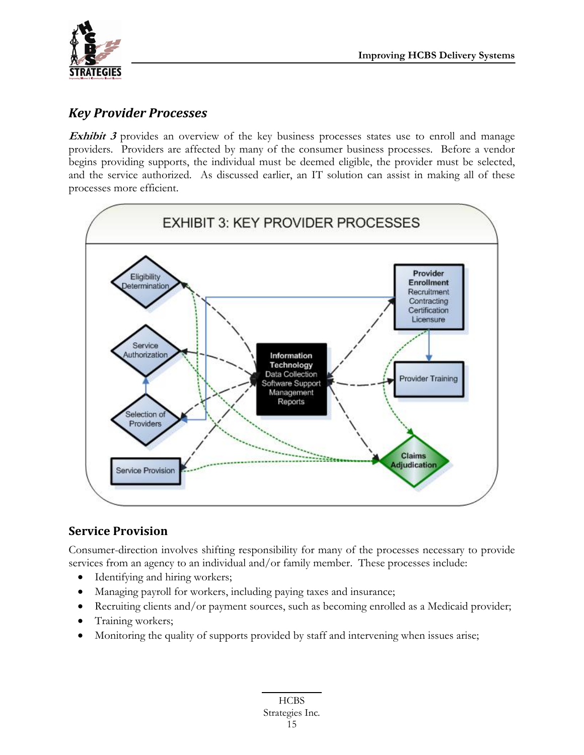## *Key Provider Processes*

***Exhibit 3*** provides an overview of the key business processes states use to enroll and manage providers. Providers are affected by many of the consumer business processes. Before a vendor begins providing supports, the individual must be deemed eligible, the provider must be selected, and the service authorized. As discussed earlier, an IT solution can assist in making all of these processes more efficient.

EXHIBIT 3: KEY PROVIDER PROCESSES

Eligibility Determination

Service Authorization

Selection of Providers

Service Provision

**Information Technology** Data Collection Software Support Management Reports

**Provider Enrollment** Recruitment Contracting Certification Licensure

Provider Training

**Claims Adjudication**

## Service Provision

Consumer-direction involves shifting responsibility for many of the processes necessary to provide services from an agency to an individual and/or family member. These processes include:

- Identifying and hiring workers;
- Managing payroll for workers, including paying taxes and insurance;
- Recruiting clients and/or payment sources, such as becoming enrolled as a Medicaid provider;
- Training workers;
- Monitoring the quality of supports provided by staff and intervening when issues arise;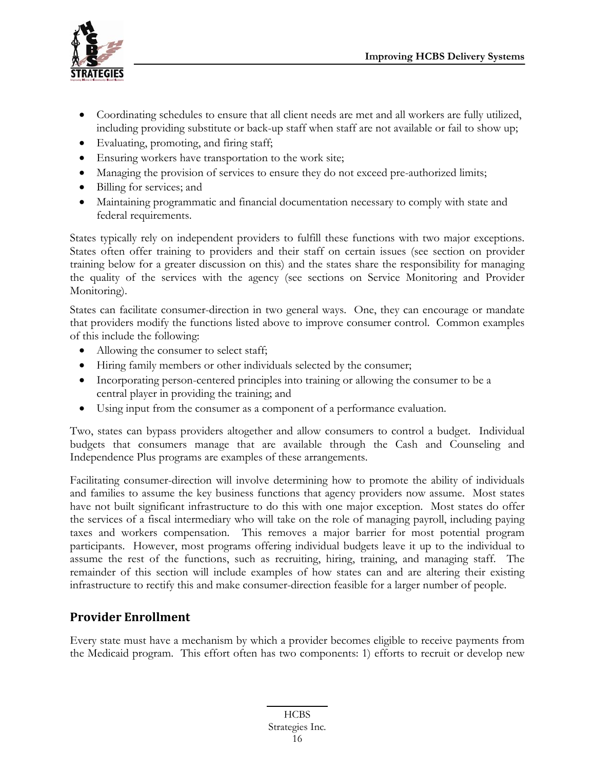- Coordinating schedules to ensure that all client needs are met and all workers are fully utilized, including providing substitute or back-up staff when staff are not available or fail to show up;
- Evaluating, promoting, and firing staff;
- Ensuring workers have transportation to the work site;
- Managing the provision of services to ensure they do not exceed pre-authorized limits;
- Billing for services; and
- Maintaining programmatic and financial documentation necessary to comply with state and federal requirements.

States typically rely on independent providers to fulfill these functions with two major exceptions. States often offer training to providers and their staff on certain issues (see section on provider training below for a greater discussion on this) and the states share the responsibility for managing the quality of the services with the agency (see sections on Service Monitoring and Provider Monitoring).

States can facilitate consumer-direction in two general ways. One, they can encourage or mandate that providers modify the functions listed above to improve consumer control. Common examples of this include the following:

- Allowing the consumer to select staff;
- Hiring family members or other individuals selected by the consumer;
- Incorporating person-centered principles into training or allowing the consumer to be a central player in providing the training; and
- Using input from the consumer as a component of a performance evaluation.

Two, states can bypass providers altogether and allow consumers to control a budget. Individual budgets that consumers manage that are available through the Cash and Counseling and Independence Plus programs are examples of these arrangements.

Facilitating consumer-direction will involve determining how to promote the ability of individuals and families to assume the key business functions that agency providers now assume. Most states have not built significant infrastructure to do this with one major exception. Most states do offer the services of a fiscal intermediary who will take on the role of managing payroll, including paying taxes and workers compensation. This removes a major barrier for most potential program participants. However, most programs offering individual budgets leave it up to the individual to assume the rest of the functions, such as recruiting, hiring, training, and managing staff. The remainder of this section will include examples of how states can and are altering their existing infrastructure to rectify this and make consumer-direction feasible for a larger number of people.

## Provider Enrollment

Every state must have a mechanism by which a provider becomes eligible to receive payments from the Medicaid program. This effort often has two components: 1) efforts to recruit or develop new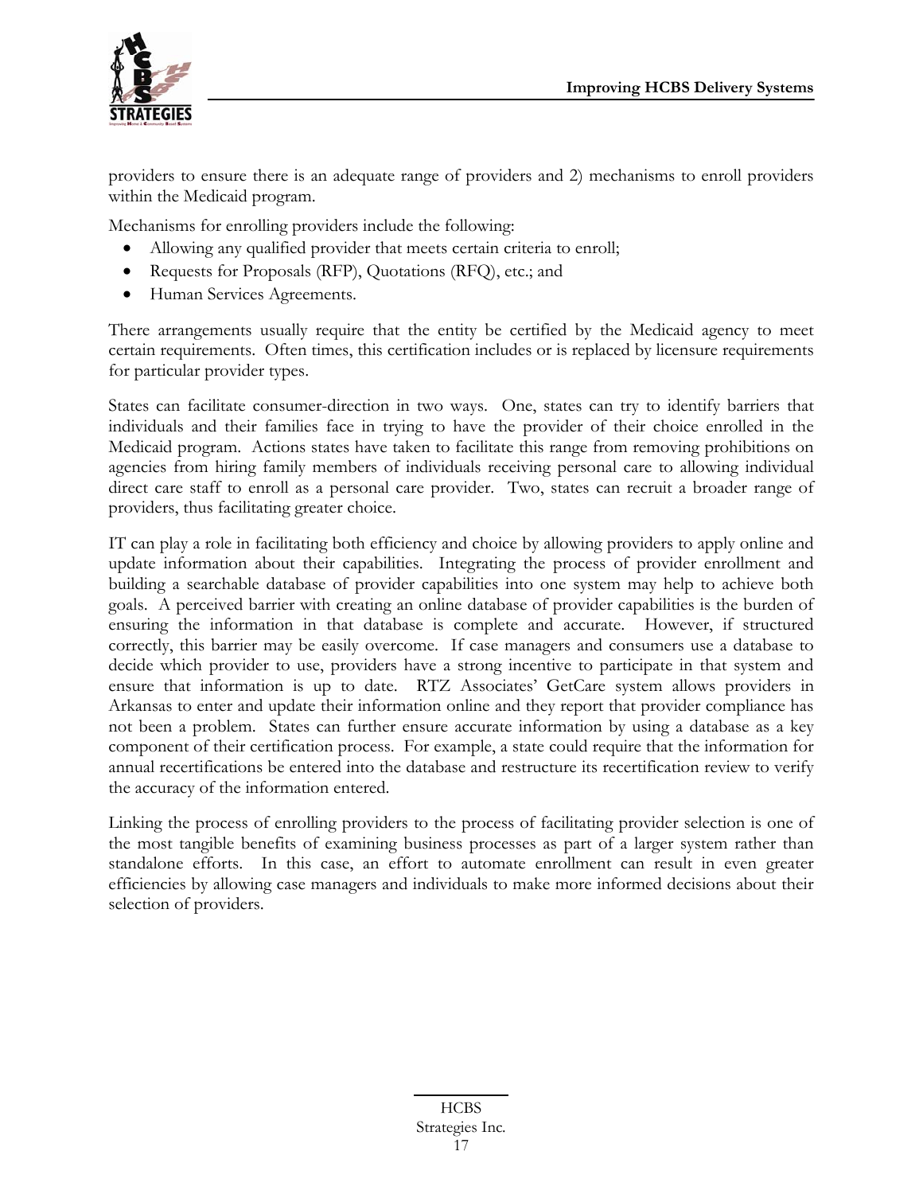providers to ensure there is an adequate range of providers and 2) mechanisms to enroll providers within the Medicaid program.

Mechanisms for enrolling providers include the following:

- Allowing any qualified provider that meets certain criteria to enroll;
- Requests for Proposals (RFP), Quotations (RFQ), etc.; and
- Human Services Agreements.

There arrangements usually require that the entity be certified by the Medicaid agency to meet certain requirements. Often times, this certification includes or is replaced by licensure requirements for particular provider types.

States can facilitate consumer-direction in two ways. One, states can try to identify barriers that individuals and their families face in trying to have the provider of their choice enrolled in the Medicaid program. Actions states have taken to facilitate this range from removing prohibitions on agencies from hiring family members of individuals receiving personal care to allowing individual direct care staff to enroll as a personal care provider. Two, states can recruit a broader range of providers, thus facilitating greater choice.

IT can play a role in facilitating both efficiency and choice by allowing providers to apply online and update information about their capabilities. Integrating the process of provider enrollment and building a searchable database of provider capabilities into one system may help to achieve both goals. A perceived barrier with creating an online database of provider capabilities is the burden of ensuring the information in that database is complete and accurate. However, if structured correctly, this barrier may be easily overcome. If case managers and consumers use a database to decide which provider to use, providers have a strong incentive to participate in that system and ensure that information is up to date. RTZ Associates' GetCare system allows providers in Arkansas to enter and update their information online and they report that provider compliance has not been a problem. States can further ensure accurate information by using a database as a key component of their certification process. For example, a state could require that the information for annual recertifications be entered into the database and restructure its recertification review to verify the accuracy of the information entered.

Linking the process of enrolling providers to the process of facilitating provider selection is one of the most tangible benefits of examining business processes as part of a larger system rather than standalone efforts. In this case, an effort to automate enrollment can result in even greater efficiencies by allowing case managers and individuals to make more informed decisions about their selection of providers.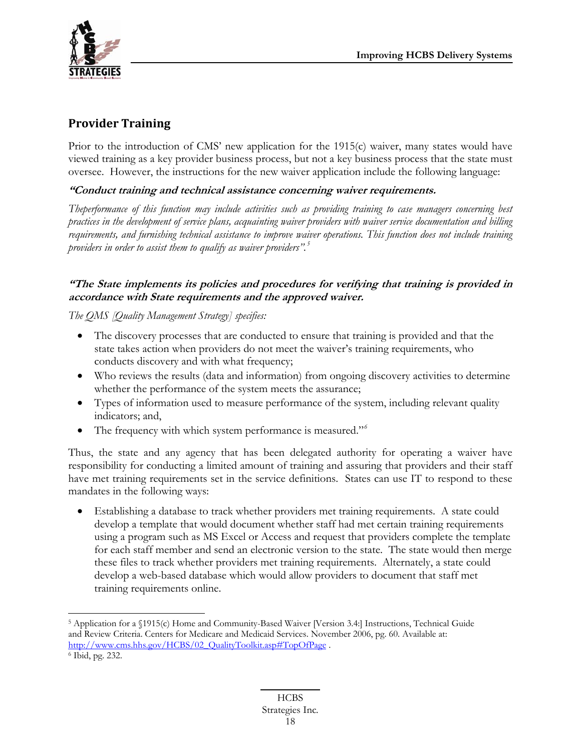## Provider Training

Prior to the introduction of CMS' new application for the 1915(c) waiver, many states would have viewed training as a key provider business process, but not a key business process that the state must oversee. However, the instructions for the new waiver application include the following language:

***"Conduct training and technical assistance concerning waiver requirements.***

*Theperformance of this function may include activities such as providing training to case managers concerning best practices in the development of service plans, acquainting waiver providers with waiver service documentation and billing requirements, and furnishing technical assistance to improve waiver operations. This function does not include training providers in order to assist them to qualify as waiver providers".*[5]

***"The State implements its policies and procedures for verifying that training is provided in accordance with State requirements and the approved waiver.***

*The QMS [Quality Management Strategy] specifies:*

- The discovery processes that are conducted to ensure that training is provided and that the state takes action when providers do not meet the waiver's training requirements, who conducts discovery and with what frequency;
- Who reviews the results (data and information) from ongoing discovery activities to determine whether the performance of the system meets the assurance;
- Types of information used to measure performance of the system, including relevant quality indicators; and,
- The frequency with which system performance is measured."[6]

Thus, the state and any agency that has been delegated authority for operating a waiver have responsibility for conducting a limited amount of training and assuring that providers and their staff have met training requirements set in the service definitions. States can use IT to respond to these mandates in the following ways:

- Establishing a database to track whether providers met training requirements. A state could develop a template that would document whether staff had met certain training requirements using a program such as MS Excel or Access and request that providers complete the template for each staff member and send an electronic version to the state. The state would then merge these files to track whether providers met training requirements. Alternately, a state could develop a web-based database which would allow providers to document that staff met training requirements online.

---

[5] Application for a §1915(c) Home and Community-Based Waiver [Version 3.4:] Instructions, Technical Guide and Review Criteria. Centers for Medicare and Medicaid Services. November 2006, pg. 60. Available at: http://www.cms.hhs.gov/HCBS/02_QualityToolkit.asp#TopOfPage .

[6] Ibid, pg. 232.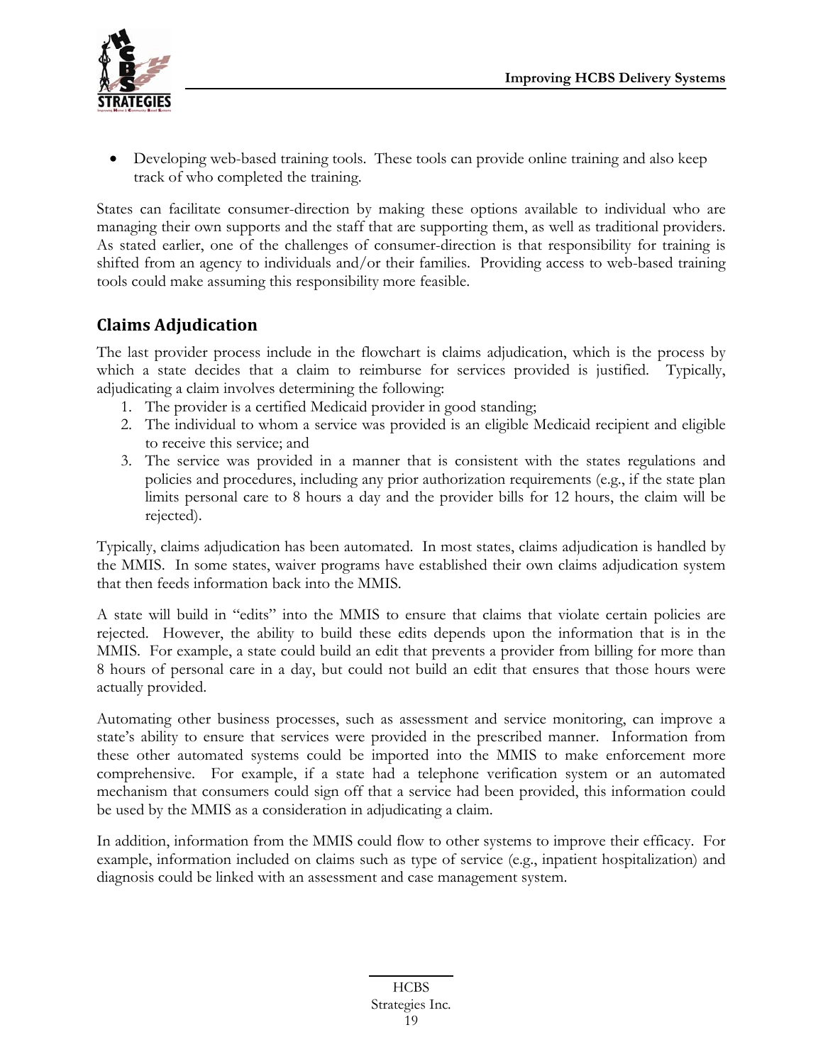- Developing web-based training tools. These tools can provide online training and also keep track of who completed the training.

States can facilitate consumer-direction by making these options available to individual who are managing their own supports and the staff that are supporting them, as well as traditional providers. As stated earlier, one of the challenges of consumer-direction is that responsibility for training is shifted from an agency to individuals and/or their families. Providing access to web-based training tools could make assuming this responsibility more feasible.

## Claims Adjudication

The last provider process include in the flowchart is claims adjudication, which is the process by which a state decides that a claim to reimburse for services provided is justified. Typically, adjudicating a claim involves determining the following:

1. The provider is a certified Medicaid provider in good standing;
2. The individual to whom a service was provided is an eligible Medicaid recipient and eligible to receive this service; and
3. The service was provided in a manner that is consistent with the states regulations and policies and procedures, including any prior authorization requirements (e.g., if the state plan limits personal care to 8 hours a day and the provider bills for 12 hours, the claim will be rejected).

Typically, claims adjudication has been automated. In most states, claims adjudication is handled by the MMIS. In some states, waiver programs have established their own claims adjudication system that then feeds information back into the MMIS.

A state will build in "edits" into the MMIS to ensure that claims that violate certain policies are rejected. However, the ability to build these edits depends upon the information that is in the MMIS. For example, a state could build an edit that prevents a provider from billing for more than 8 hours of personal care in a day, but could not build an edit that ensures that those hours were actually provided.

Automating other business processes, such as assessment and service monitoring, can improve a state's ability to ensure that services were provided in the prescribed manner. Information from these other automated systems could be imported into the MMIS to make enforcement more comprehensive. For example, if a state had a telephone verification system or an automated mechanism that consumers could sign off that a service had been provided, this information could be used by the MMIS as a consideration in adjudicating a claim.

In addition, information from the MMIS could flow to other systems to improve their efficacy. For example, information included on claims such as type of service (e.g., inpatient hospitalization) and diagnosis could be linked with an assessment and case management system.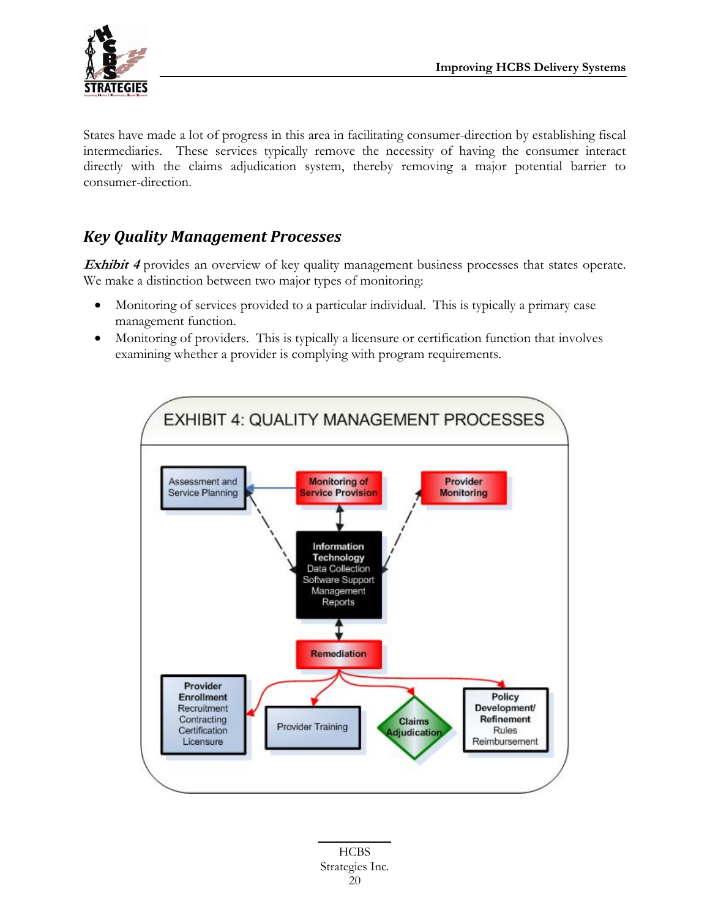States have made a lot of progress in this area in facilitating consumer-direction by establishing fiscal intermediaries. These services typically remove the necessity of having the consumer interact directly with the claims adjudication system, thereby removing a major potential barrier to consumer-direction.

## *Key Quality Management Processes*

***Exhibit 4*** provides an overview of key quality management business processes that states operate. We make a distinction between two major types of monitoring:

- Monitoring of services provided to a particular individual. This is typically a primary case management function.
- Monitoring of providers. This is typically a licensure or certification function that involves examining whether a provider is complying with program requirements.

EXHIBIT 4: QUALITY MANAGEMENT PROCESSES

Assessment and Service Planning

Monitoring of Service Provision

Provider Monitoring

Information Technology
Data Collection
Software Support
Management Reports

Remediation

Provider Enrollment
Recruitment
Contracting
Certification
Licensure

Provider Training

Claims Adjudication

Policy Development/ Refinement
Rules
Reimbursement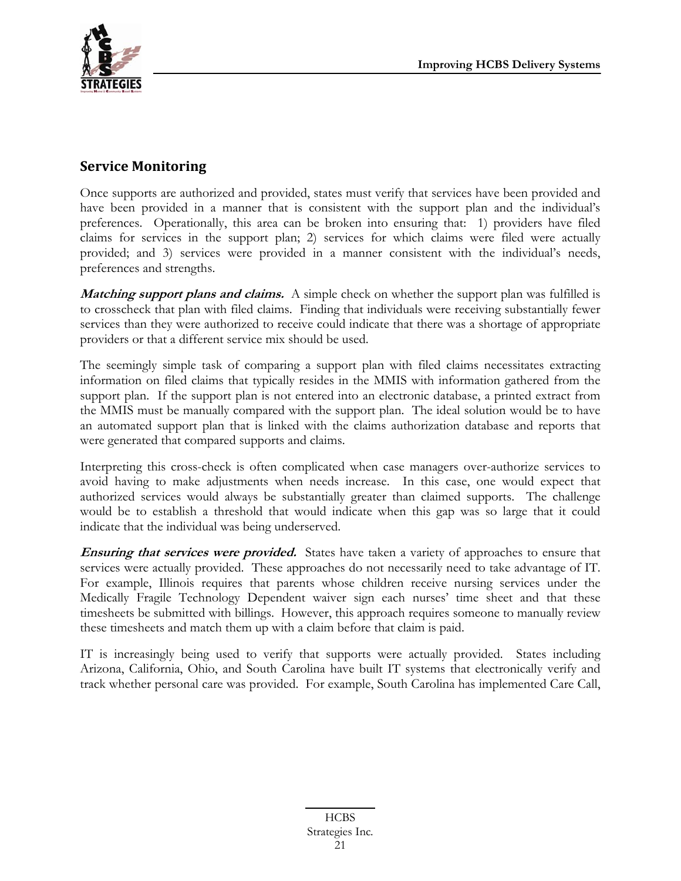## Service Monitoring

Once supports are authorized and provided, states must verify that services have been provided and have been provided in a manner that is consistent with the support plan and the individual's preferences. Operationally, this area can be broken into ensuring that: 1) providers have filed claims for services in the support plan; 2) services for which claims were filed were actually provided; and 3) services were provided in a manner consistent with the individual's needs, preferences and strengths.

***Matching support plans and claims.*** A simple check on whether the support plan was fulfilled is to crosscheck that plan with filed claims. Finding that individuals were receiving substantially fewer services than they were authorized to receive could indicate that there was a shortage of appropriate providers or that a different service mix should be used.

The seemingly simple task of comparing a support plan with filed claims necessitates extracting information on filed claims that typically resides in the MMIS with information gathered from the support plan. If the support plan is not entered into an electronic database, a printed extract from the MMIS must be manually compared with the support plan. The ideal solution would be to have an automated support plan that is linked with the claims authorization database and reports that were generated that compared supports and claims.

Interpreting this cross-check is often complicated when case managers over-authorize services to avoid having to make adjustments when needs increase. In this case, one would expect that authorized services would always be substantially greater than claimed supports. The challenge would be to establish a threshold that would indicate when this gap was so large that it could indicate that the individual was being underserved.

***Ensuring that services were provided.*** States have taken a variety of approaches to ensure that services were actually provided. These approaches do not necessarily need to take advantage of IT. For example, Illinois requires that parents whose children receive nursing services under the Medically Fragile Technology Dependent waiver sign each nurses' time sheet and that these timesheets be submitted with billings. However, this approach requires someone to manually review these timesheets and match them up with a claim before that claim is paid.

IT is increasingly being used to verify that supports were actually provided. States including Arizona, California, Ohio, and South Carolina have built IT systems that electronically verify and track whether personal care was provided. For example, South Carolina has implemented Care Call,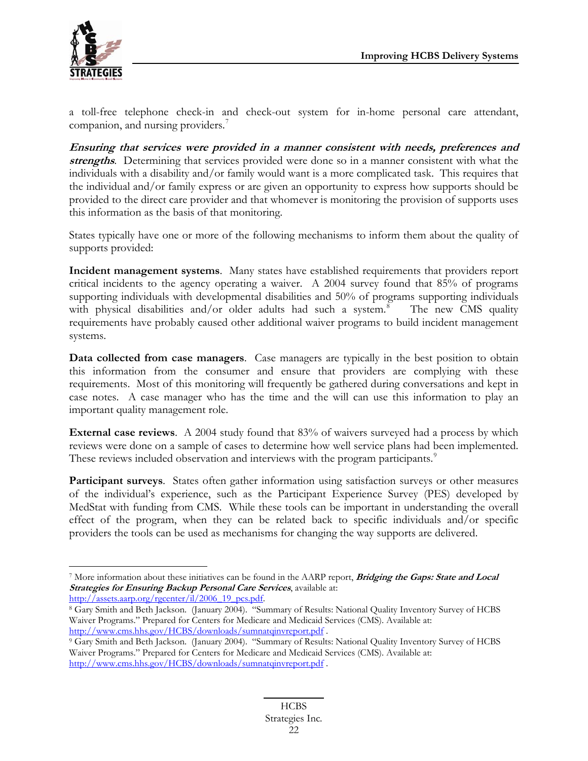a toll-free telephone check-in and check-out system for in-home personal care attendant, companion, and nursing providers.[7]

***Ensuring that services were provided in a manner consistent with needs, preferences and strengths***. Determining that services provided were done so in a manner consistent with what the individuals with a disability and/or family would want is a more complicated task. This requires that the individual and/or family express or are given an opportunity to express how supports should be provided to the direct care provider and that whomever is monitoring the provision of supports uses this information as the basis of that monitoring.

States typically have one or more of the following mechanisms to inform them about the quality of supports provided:

**Incident management systems**. Many states have established requirements that providers report critical incidents to the agency operating a waiver. A 2004 survey found that 85% of programs supporting individuals with developmental disabilities and 50% of programs supporting individuals with physical disabilities and/or older adults had such a system.[8] The new CMS quality requirements have probably caused other additional waiver programs to build incident management systems.

**Data collected from case managers**. Case managers are typically in the best position to obtain this information from the consumer and ensure that providers are complying with these requirements. Most of this monitoring will frequently be gathered during conversations and kept in case notes. A case manager who has the time and the will can use this information to play an important quality management role.

**External case reviews**. A 2004 study found that 83% of waivers surveyed had a process by which reviews were done on a sample of cases to determine how well service plans had been implemented. These reviews included observation and interviews with the program participants.[9]

**Participant surveys**. States often gather information using satisfaction surveys or other measures of the individual's experience, such as the Participant Experience Survey (PES) developed by MedStat with funding from CMS. While these tools can be important in understanding the overall effect of the program, when they can be related back to specific individuals and/or specific providers the tools can be used as mechanisms for changing the way supports are delivered.

---

[7] More information about these initiatives can be found in the AARP report, ***Bridging the Gaps: State and Local Strategies for Ensuring Backup Personal Care Services***, available at: http://assets.aarp.org/rgcenter/il/2006_19_pcs.pdf.

[8] Gary Smith and Beth Jackson. (January 2004). "Summary of Results: National Quality Inventory Survey of HCBS Waiver Programs." Prepared for Centers for Medicare and Medicaid Services (CMS). Available at: http://www.cms.hhs.gov/HCBS/downloads/sumnatqinvreport.pdf .

[9] Gary Smith and Beth Jackson. (January 2004). "Summary of Results: National Quality Inventory Survey of HCBS Waiver Programs." Prepared for Centers for Medicare and Medicaid Services (CMS). Available at: http://www.cms.hhs.gov/HCBS/downloads/sumnatqinvreport.pdf .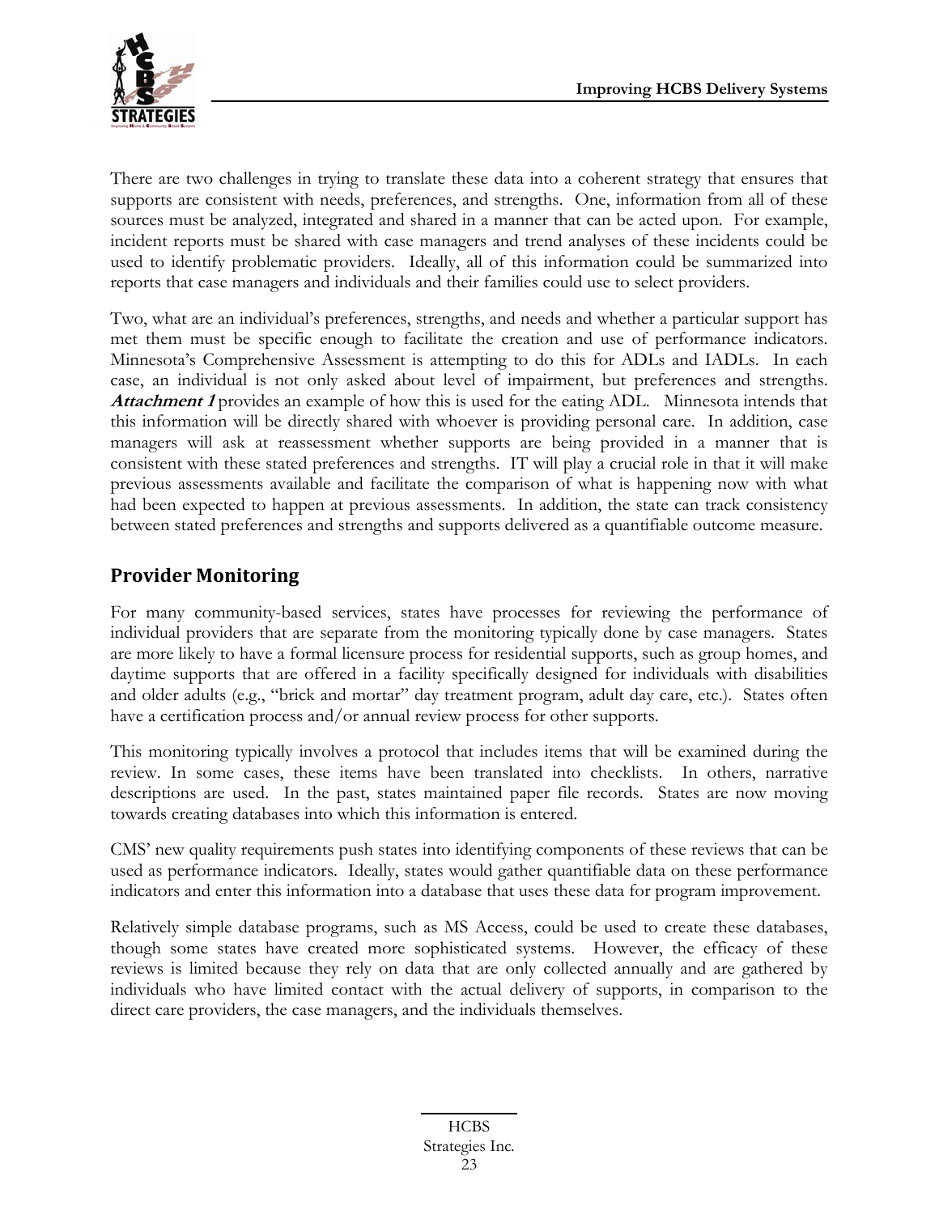There are two challenges in trying to translate these data into a coherent strategy that ensures that supports are consistent with needs, preferences, and strengths. One, information from all of these sources must be analyzed, integrated and shared in a manner that can be acted upon. For example, incident reports must be shared with case managers and trend analyses of these incidents could be used to identify problematic providers. Ideally, all of this information could be summarized into reports that case managers and individuals and their families could use to select providers.

Two, what are an individual's preferences, strengths, and needs and whether a particular support has met them must be specific enough to facilitate the creation and use of performance indicators. Minnesota's Comprehensive Assessment is attempting to do this for ADLs and IADLs. In each case, an individual is not only asked about level of impairment, but preferences and strengths. ***Attachment 1*** provides an example of how this is used for the eating ADL. Minnesota intends that this information will be directly shared with whoever is providing personal care. In addition, case managers will ask at reassessment whether supports are being provided in a manner that is consistent with these stated preferences and strengths. IT will play a crucial role in that it will make previous assessments available and facilitate the comparison of what is happening now with what had been expected to happen at previous assessments. In addition, the state can track consistency between stated preferences and strengths and supports delivered as a quantifiable outcome measure.

## Provider Monitoring

For many community-based services, states have processes for reviewing the performance of individual providers that are separate from the monitoring typically done by case managers. States are more likely to have a formal licensure process for residential supports, such as group homes, and daytime supports that are offered in a facility specifically designed for individuals with disabilities and older adults (e.g., "brick and mortar" day treatment program, adult day care, etc.). States often have a certification process and/or annual review process for other supports.

This monitoring typically involves a protocol that includes items that will be examined during the review. In some cases, these items have been translated into checklists. In others, narrative descriptions are used. In the past, states maintained paper file records. States are now moving towards creating databases into which this information is entered.

CMS' new quality requirements push states into identifying components of these reviews that can be used as performance indicators. Ideally, states would gather quantifiable data on these performance indicators and enter this information into a database that uses these data for program improvement.

Relatively simple database programs, such as MS Access, could be used to create these databases, though some states have created more sophisticated systems. However, the efficacy of these reviews is limited because they rely on data that are only collected annually and are gathered by individuals who have limited contact with the actual delivery of supports, in comparison to the direct care providers, the case managers, and the individuals themselves.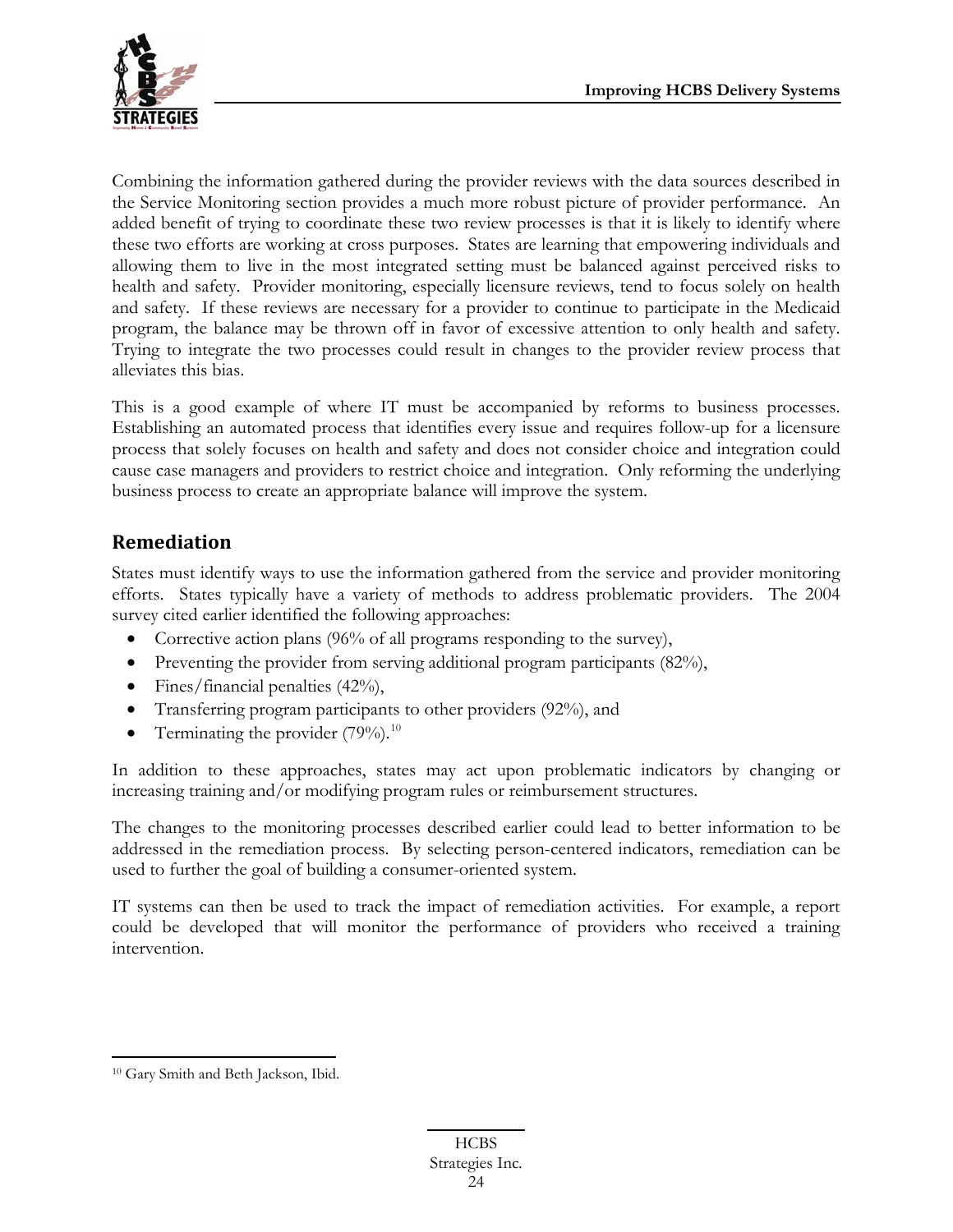Combining the information gathered during the provider reviews with the data sources described in the Service Monitoring section provides a much more robust picture of provider performance. An added benefit of trying to coordinate these two review processes is that it is likely to identify where these two efforts are working at cross purposes. States are learning that empowering individuals and allowing them to live in the most integrated setting must be balanced against perceived risks to health and safety. Provider monitoring, especially licensure reviews, tend to focus solely on health and safety. If these reviews are necessary for a provider to continue to participate in the Medicaid program, the balance may be thrown off in favor of excessive attention to only health and safety. Trying to integrate the two processes could result in changes to the provider review process that alleviates this bias.

This is a good example of where IT must be accompanied by reforms to business processes. Establishing an automated process that identifies every issue and requires follow-up for a licensure process that solely focuses on health and safety and does not consider choice and integration could cause case managers and providers to restrict choice and integration. Only reforming the underlying business process to create an appropriate balance will improve the system.

## Remediation

States must identify ways to use the information gathered from the service and provider monitoring efforts. States typically have a variety of methods to address problematic providers. The 2004 survey cited earlier identified the following approaches:

- Corrective action plans (96% of all programs responding to the survey),
- Preventing the provider from serving additional program participants (82%),
- Fines/financial penalties (42%),
- Transferring program participants to other providers (92%), and
- Terminating the provider (79%).[10]

In addition to these approaches, states may act upon problematic indicators by changing or increasing training and/or modifying program rules or reimbursement structures.

The changes to the monitoring processes described earlier could lead to better information to be addressed in the remediation process. By selecting person-centered indicators, remediation can be used to further the goal of building a consumer-oriented system.

IT systems can then be used to track the impact of remediation activities. For example, a report could be developed that will monitor the performance of providers who received a training intervention.

[10] Gary Smith and Beth Jackson, Ibid.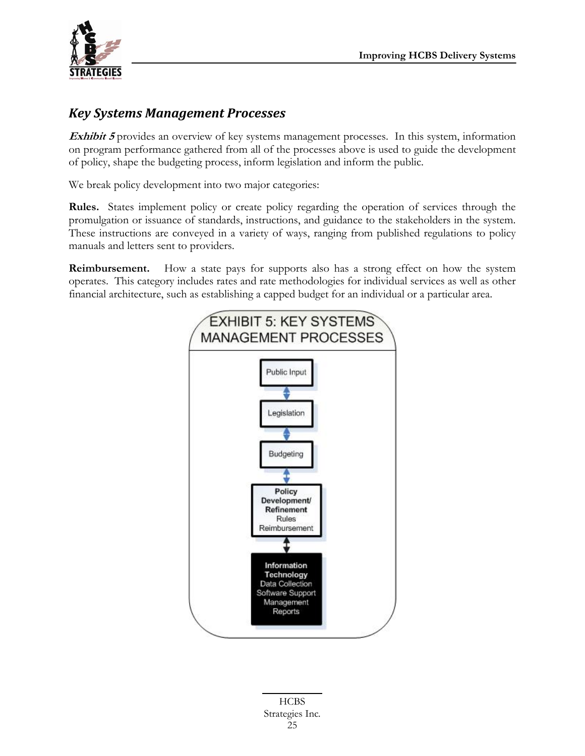## *Key Systems Management Processes*

***Exhibit 5*** provides an overview of key systems management processes. In this system, information on program performance gathered from all of the processes above is used to guide the development of policy, shape the budgeting process, inform legislation and inform the public.

We break policy development into two major categories:

**Rules.** States implement policy or create policy regarding the operation of services through the promulgation or issuance of standards, instructions, and guidance to the stakeholders in the system. These instructions are conveyed in a variety of ways, ranging from published regulations to policy manuals and letters sent to providers.

**Reimbursement.** How a state pays for supports also has a strong effect on how the system operates. This category includes rates and rate methodologies for individual services as well as other financial architecture, such as establishing a capped budget for an individual or a particular area.

EXHIBIT 5: KEY SYSTEMS MANAGEMENT PROCESSES

Public Input

↕

Legislation

↕

Budgeting

↕

**Policy Development/ Refinement**
Rules
Reimbursement

↕

**Information Technology**
Data Collection
Software Support
Management
Reports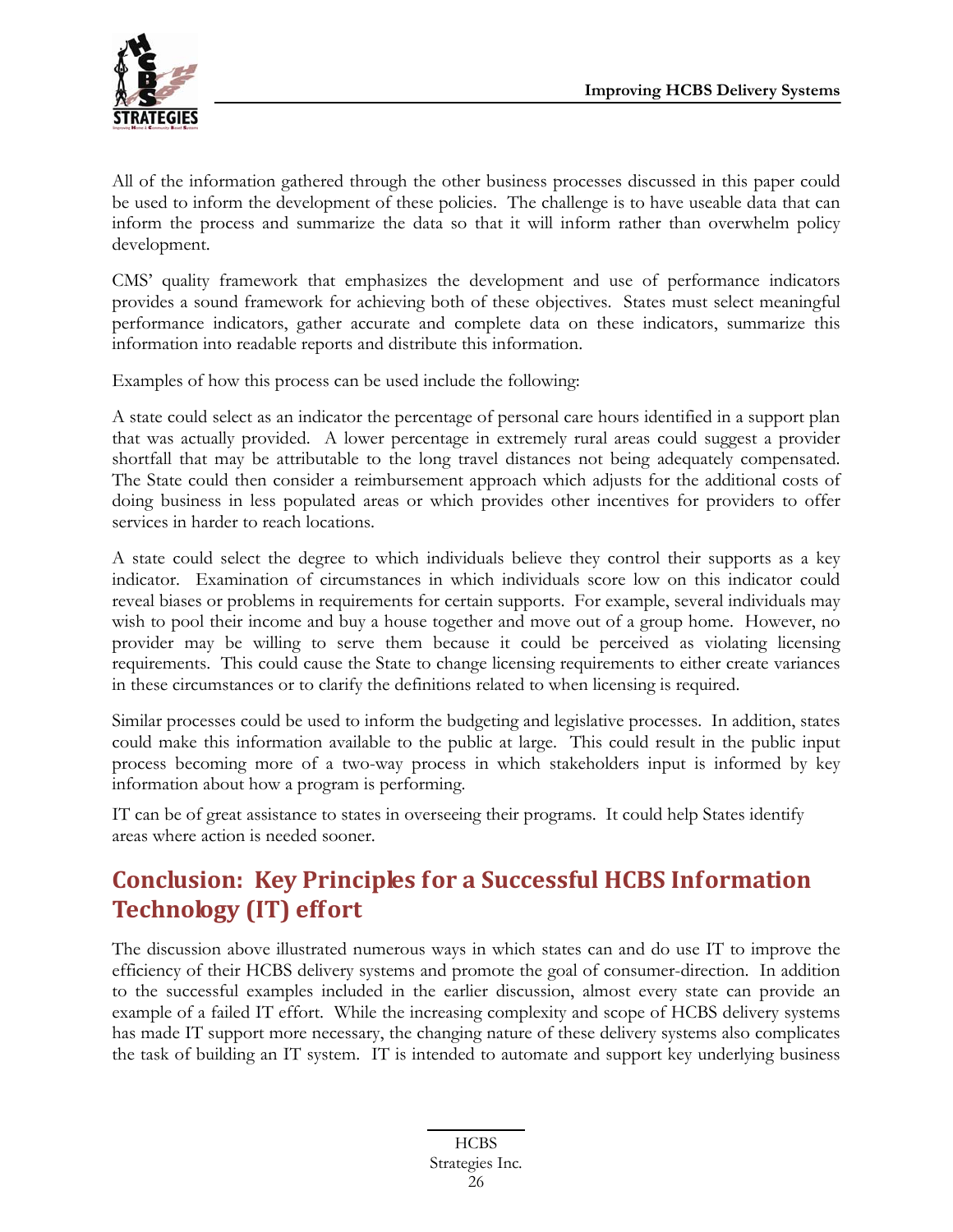All of the information gathered through the other business processes discussed in this paper could be used to inform the development of these policies. The challenge is to have useable data that can inform the process and summarize the data so that it will inform rather than overwhelm policy development.

CMS' quality framework that emphasizes the development and use of performance indicators provides a sound framework for achieving both of these objectives. States must select meaningful performance indicators, gather accurate and complete data on these indicators, summarize this information into readable reports and distribute this information.

Examples of how this process can be used include the following:

A state could select as an indicator the percentage of personal care hours identified in a support plan that was actually provided. A lower percentage in extremely rural areas could suggest a provider shortfall that may be attributable to the long travel distances not being adequately compensated. The State could then consider a reimbursement approach which adjusts for the additional costs of doing business in less populated areas or which provides other incentives for providers to offer services in harder to reach locations.

A state could select the degree to which individuals believe they control their supports as a key indicator. Examination of circumstances in which individuals score low on this indicator could reveal biases or problems in requirements for certain supports. For example, several individuals may wish to pool their income and buy a house together and move out of a group home. However, no provider may be willing to serve them because it could be perceived as violating licensing requirements. This could cause the State to change licensing requirements to either create variances in these circumstances or to clarify the definitions related to when licensing is required.

Similar processes could be used to inform the budgeting and legislative processes. In addition, states could make this information available to the public at large. This could result in the public input process becoming more of a two-way process in which stakeholders input is informed by key information about how a program is performing.

IT can be of great assistance to states in overseeing their programs. It could help States identify areas where action is needed sooner.

## Conclusion: Key Principles for a Successful HCBS Information Technology (IT) effort

The discussion above illustrated numerous ways in which states can and do use IT to improve the efficiency of their HCBS delivery systems and promote the goal of consumer-direction. In addition to the successful examples included in the earlier discussion, almost every state can provide an example of a failed IT effort. While the increasing complexity and scope of HCBS delivery systems has made IT support more necessary, the changing nature of these delivery systems also complicates the task of building an IT system. IT is intended to automate and support key underlying business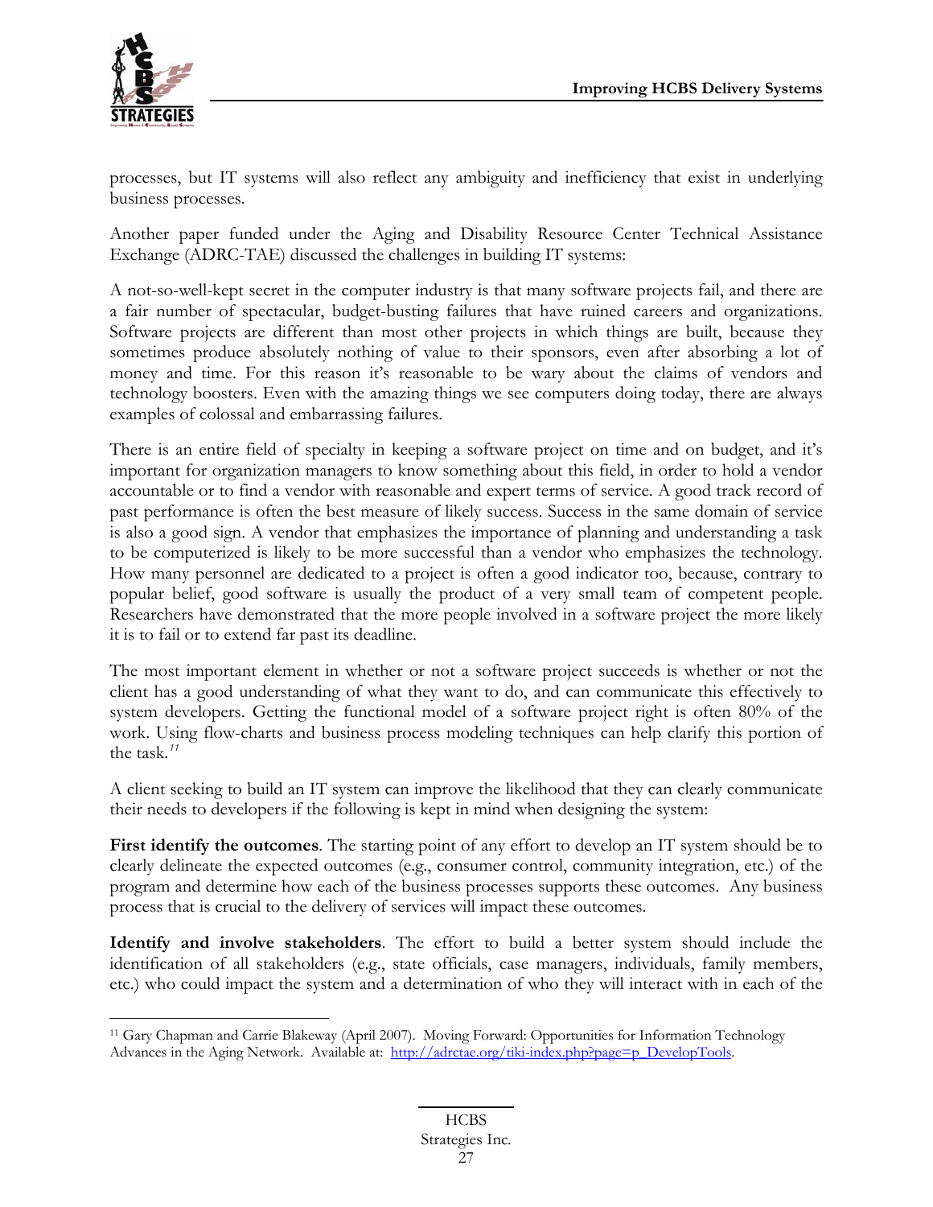processes, but IT systems will also reflect any ambiguity and inefficiency that exist in underlying business processes.

Another paper funded under the Aging and Disability Resource Center Technical Assistance Exchange (ADRC-TAE) discussed the challenges in building IT systems:

A not-so-well-kept secret in the computer industry is that many software projects fail, and there are a fair number of spectacular, budget-busting failures that have ruined careers and organizations. Software projects are different than most other projects in which things are built, because they sometimes produce absolutely nothing of value to their sponsors, even after absorbing a lot of money and time. For this reason it's reasonable to be wary about the claims of vendors and technology boosters. Even with the amazing things we see computers doing today, there are always examples of colossal and embarrassing failures.

There is an entire field of specialty in keeping a software project on time and on budget, and it's important for organization managers to know something about this field, in order to hold a vendor accountable or to find a vendor with reasonable and expert terms of service. A good track record of past performance is often the best measure of likely success. Success in the same domain of service is also a good sign. A vendor that emphasizes the importance of planning and understanding a task to be computerized is likely to be more successful than a vendor who emphasizes the technology. How many personnel are dedicated to a project is often a good indicator too, because, contrary to popular belief, good software is usually the product of a very small team of competent people. Researchers have demonstrated that the more people involved in a software project the more likely it is to fail or to extend far past its deadline.

The most important element in whether or not a software project succeeds is whether or not the client has a good understanding of what they want to do, and can communicate this effectively to system developers. Getting the functional model of a software project right is often 80% of the work. Using flow-charts and business process modeling techniques can help clarify this portion of the task.[11]

A client seeking to build an IT system can improve the likelihood that they can clearly communicate their needs to developers if the following is kept in mind when designing the system:

**First identify the outcomes**. The starting point of any effort to develop an IT system should be to clearly delineate the expected outcomes (e.g., consumer control, community integration, etc.) of the program and determine how each of the business processes supports these outcomes. Any business process that is crucial to the delivery of services will impact these outcomes.

**Identify and involve stakeholders**. The effort to build a better system should include the identification of all stakeholders (e.g., state officials, case managers, individuals, family members, etc.) who could impact the system and a determination of who they will interact with in each of the

---

[11] Gary Chapman and Carrie Blakeway (April 2007). Moving Forward: Opportunities for Information Technology Advances in the Aging Network. Available at: http://adrctae.org/tiki-index.php?page=p_DevelopTools.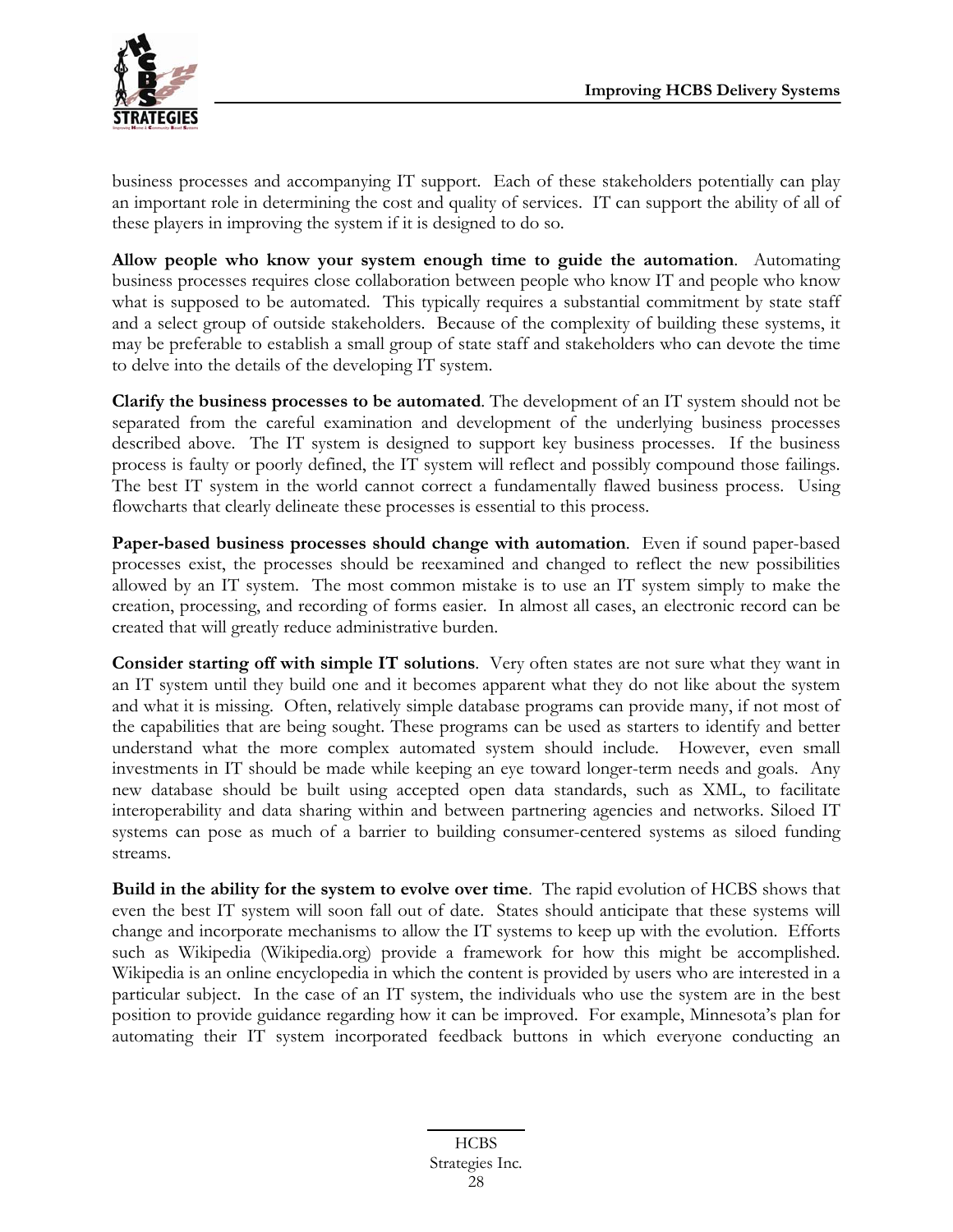business processes and accompanying IT support. Each of these stakeholders potentially can play an important role in determining the cost and quality of services. IT can support the ability of all of these players in improving the system if it is designed to do so.

**Allow people who know your system enough time to guide the automation**. Automating business processes requires close collaboration between people who know IT and people who know what is supposed to be automated. This typically requires a substantial commitment by state staff and a select group of outside stakeholders. Because of the complexity of building these systems, it may be preferable to establish a small group of state staff and stakeholders who can devote the time to delve into the details of the developing IT system.

**Clarify the business processes to be automated**. The development of an IT system should not be separated from the careful examination and development of the underlying business processes described above. The IT system is designed to support key business processes. If the business process is faulty or poorly defined, the IT system will reflect and possibly compound those failings. The best IT system in the world cannot correct a fundamentally flawed business process. Using flowcharts that clearly delineate these processes is essential to this process.

**Paper-based business processes should change with automation**. Even if sound paper-based processes exist, the processes should be reexamined and changed to reflect the new possibilities allowed by an IT system. The most common mistake is to use an IT system simply to make the creation, processing, and recording of forms easier. In almost all cases, an electronic record can be created that will greatly reduce administrative burden.

**Consider starting off with simple IT solutions**. Very often states are not sure what they want in an IT system until they build one and it becomes apparent what they do not like about the system and what it is missing. Often, relatively simple database programs can provide many, if not most of the capabilities that are being sought. These programs can be used as starters to identify and better understand what the more complex automated system should include. However, even small investments in IT should be made while keeping an eye toward longer-term needs and goals. Any new database should be built using accepted open data standards, such as XML, to facilitate interoperability and data sharing within and between partnering agencies and networks. Siloed IT systems can pose as much of a barrier to building consumer-centered systems as siloed funding streams.

**Build in the ability for the system to evolve over time**. The rapid evolution of HCBS shows that even the best IT system will soon fall out of date. States should anticipate that these systems will change and incorporate mechanisms to allow the IT systems to keep up with the evolution. Efforts such as Wikipedia (Wikipedia.org) provide a framework for how this might be accomplished. Wikipedia is an online encyclopedia in which the content is provided by users who are interested in a particular subject. In the case of an IT system, the individuals who use the system are in the best position to provide guidance regarding how it can be improved. For example, Minnesota's plan for automating their IT system incorporated feedback buttons in which everyone conducting an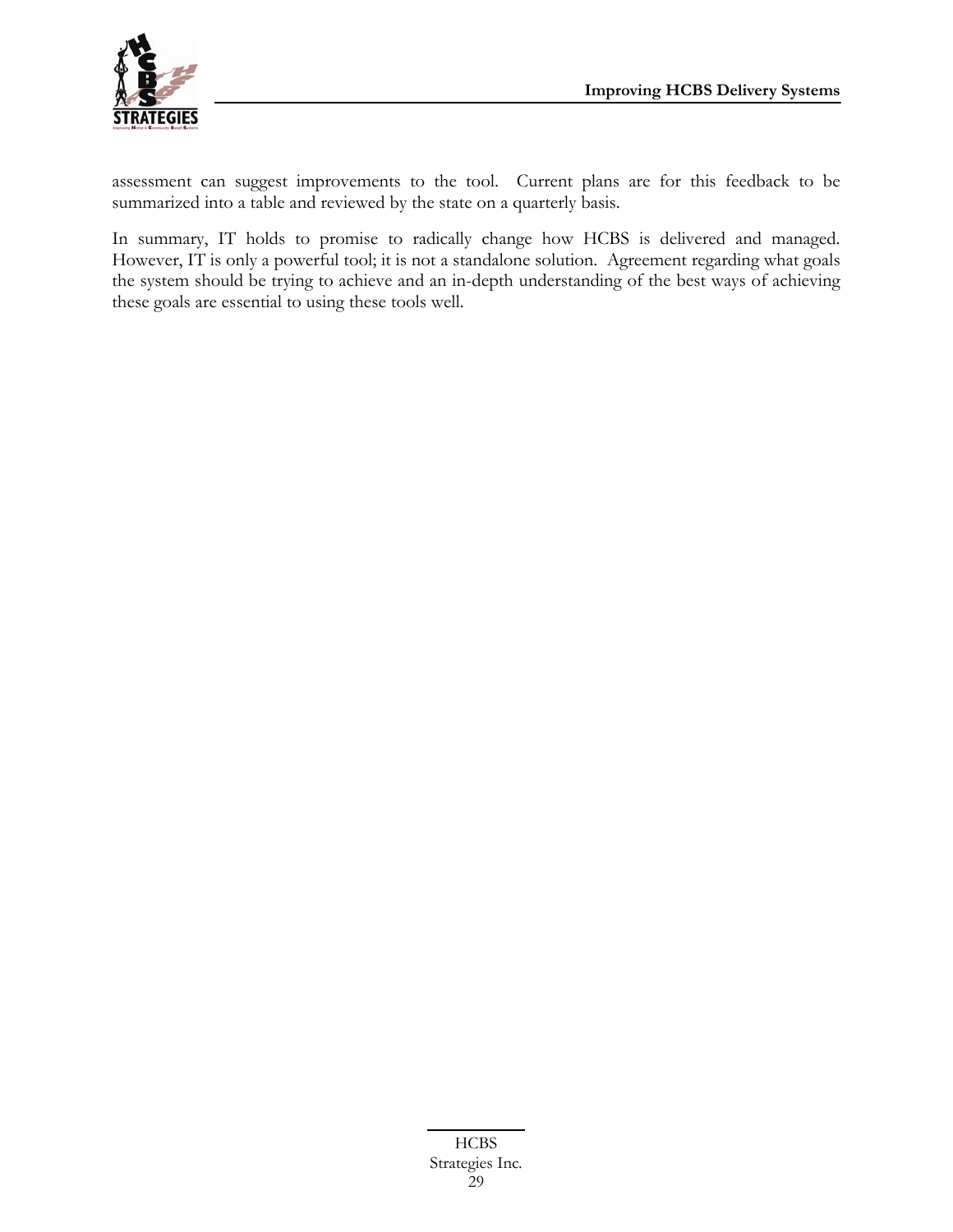assessment can suggest improvements to the tool. Current plans are for this feedback to be summarized into a table and reviewed by the state on a quarterly basis.

In summary, IT holds to promise to radically change how HCBS is delivered and managed. However, IT is only a powerful tool; it is not a standalone solution. Agreement regarding what goals the system should be trying to achieve and an in-depth understanding of the best ways of achieving these goals are essential to using these tools well.